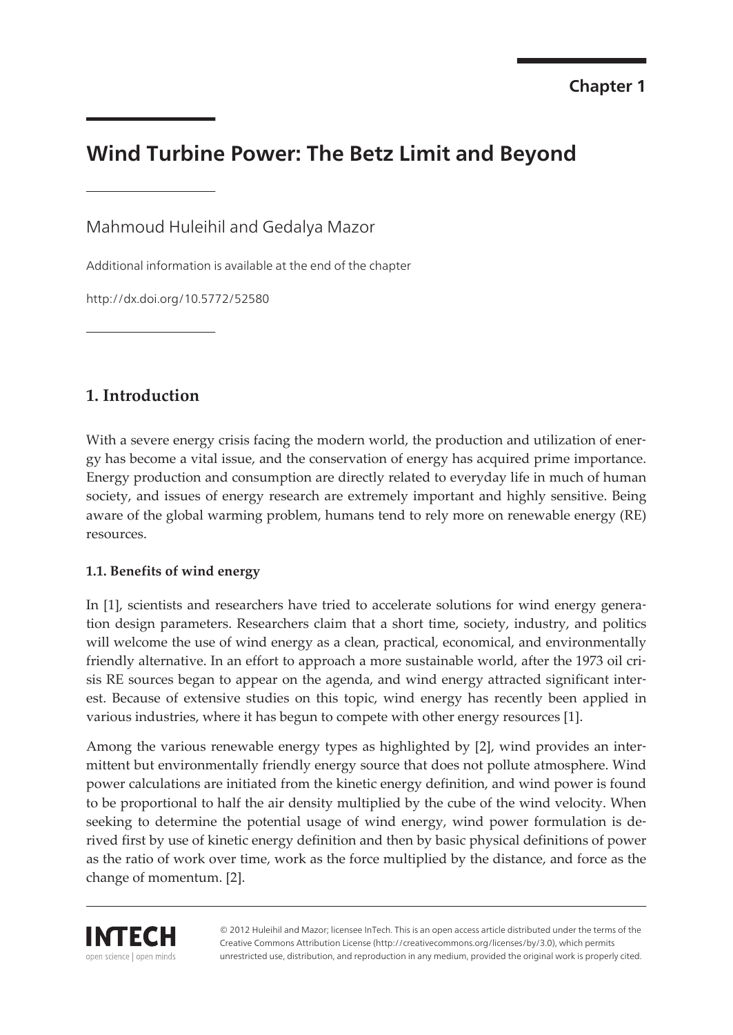Chapter 1

# Wind Turbine Power: The Betz Limit and Beyond

Mahmoud Huleihil and Gedalya Mazor

Additional information is available at the end of the chapter

http://dx.doi.org/10.5772/52580

## 1. Introduction

With a severe energy crisis facing the modern world, the production and utilization of energy has become a vital issue, and the conservation of energy has acquired prime importance. Energy production and consumption are directly related to everyday life in much of human society, and issues of energy research are extremely important and highly sensitive. Being aware of the global warming problem, humans tend to rely more on renewable energy (RE) resources.

### 1.1. Benefits of wind energy

In [1], scientists and researchers have tried to accelerate solutions for wind energy generation design parameters. Researchers claim that a short time, society, industry, and politics will welcome the use of wind energy as a clean, practical, economical, and environmentally friendly alternative. In an effort to approach a more sustainable world, after the 1973 oil crisis RE sources began to appear on the agenda, and wind energy attracted significant interest. Because of extensive studies on this topic, wind energy has recently been applied in various industries, where it has begun to compete with other energy resources [1].

Among the various renewable energy types as highlighted by [2], wind provides an intermittent but environmentally friendly energy source that does not pollute atmosphere. Wind power calculations are initiated from the kinetic energy definition, and wind power is found to be proportional to half the air density multiplied by the cube of the wind velocity. When seeking to determine the potential usage of wind energy, wind power formulation is derived first by use of kinetic energy definition and then by basic physical definitions of power as the ratio of work over time, work as the force multiplied by the distance, and force as the change of momentum. [2].

© 2012 Huleihil and Mazor; licensee InTech. This is an open access article distributed under the terms of the Creative Commons Attribution License (http://creativecommons.org/licenses/by/3.0), which permits unrestricted use, distribution, and reproduction in any medium, provided the original work is properly cited.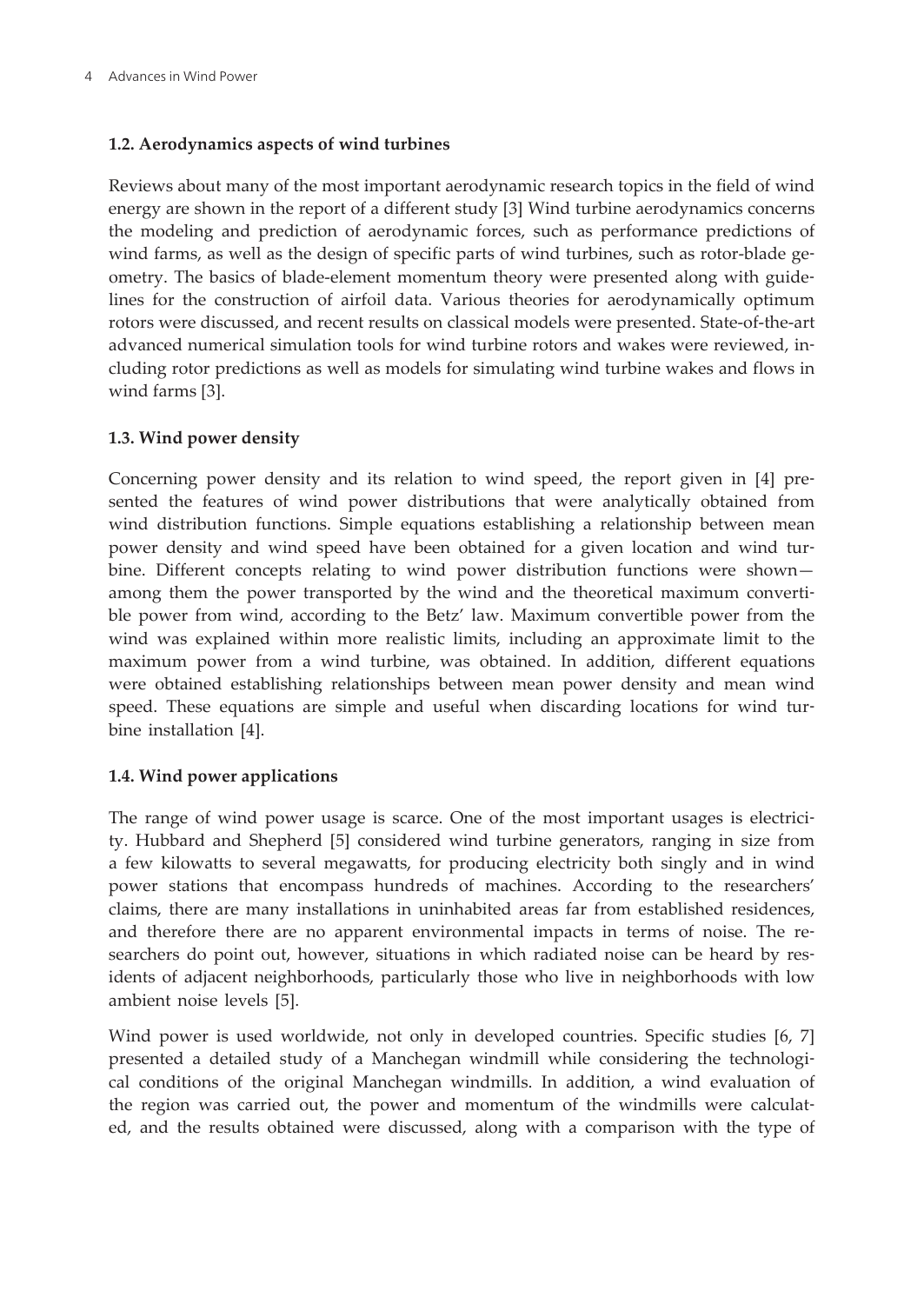### 1.2. Aerodynamics aspects of wind turbines

Reviews about many of the most important aerodynamic research topics in the field of wind energy are shown in the report of a different study [3] Wind turbine aerodynamics concerns the modeling and prediction of aerodynamic forces, such as performance predictions of wind farms, as well as the design of specific parts of wind turbines, such as rotor-blade geometry. The basics of blade-element momentum theory were presented along with guidelines for the construction of airfoil data. Various theories for aerodynamically optimum rotors were discussed, and recent results on classical models were presented. State-of-the-art advanced numerical simulation tools for wind turbine rotors and wakes were reviewed, including rotor predictions as well as models for simulating wind turbine wakes and flows in wind farms [3].

### 1.3. Wind power density

Concerning power density and its relation to wind speed, the report given in [4] presented the features of wind power distributions that were analytically obtained from wind distribution functions. Simple equations establishing a relationship between mean power density and wind speed have been obtained for a given location and wind turbine. Different concepts relating to wind power distribution functions were shown—among them the power transported by the wind and the theoretical maximum convertible power from wind, according to the Betz' law. Maximum convertible power from the wind was explained within more realistic limits, including an approximate limit to the maximum power from a wind turbine, was obtained. In addition, different equations were obtained establishing relationships between mean power density and mean wind speed. These equations are simple and useful when discarding locations for wind turbine installation [4].

### 1.4. Wind power applications

The range of wind power usage is scarce. One of the most important usages is electricity. Hubbard and Shepherd [5] considered wind turbine generators, ranging in size from a few kilowatts to several megawatts, for producing electricity both singly and in wind power stations that encompass hundreds of machines. According to the researchers' claims, there are many installations in uninhabited areas far from established residences, and therefore there are no apparent environmental impacts in terms of noise. The researchers do point out, however, situations in which radiated noise can be heard by residents of adjacent neighborhoods, particularly those who live in neighborhoods with low ambient noise levels [5].

Wind power is used worldwide, not only in developed countries. Specific studies [6, 7] presented a detailed study of a Manchegan windmill while considering the technological conditions of the original Manchegan windmills. In addition, a wind evaluation of the region was carried out, the power and momentum of the windmills were calculated, and the results obtained were discussed, along with a comparison with the type of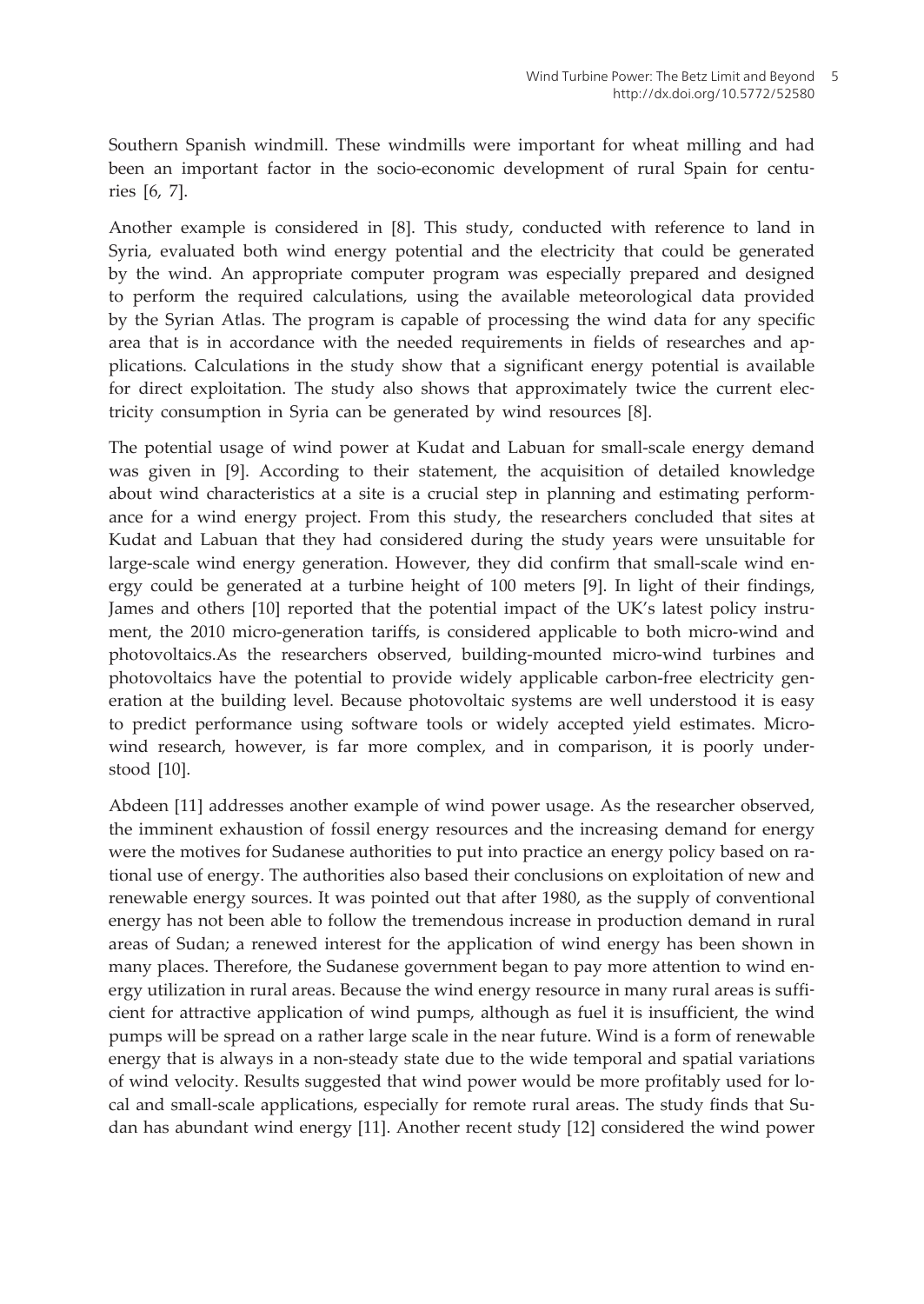Southern Spanish windmill. These windmills were important for wheat milling and had been an important factor in the socio-economic development of rural Spain for centuries [6, 7].

Another example is considered in [8]. This study, conducted with reference to land in Syria, evaluated both wind energy potential and the electricity that could be generated by the wind. An appropriate computer program was especially prepared and designed to perform the required calculations, using the available meteorological data provided by the Syrian Atlas. The program is capable of processing the wind data for any specific area that is in accordance with the needed requirements in fields of researches and applications. Calculations in the study show that a significant energy potential is available for direct exploitation. The study also shows that approximately twice the current electricity consumption in Syria can be generated by wind resources [8].

The potential usage of wind power at Kudat and Labuan for small-scale energy demand was given in [9]. According to their statement, the acquisition of detailed knowledge about wind characteristics at a site is a crucial step in planning and estimating performance for a wind energy project. From this study, the researchers concluded that sites at Kudat and Labuan that they had considered during the study years were unsuitable for large-scale wind energy generation. However, they did confirm that small-scale wind energy could be generated at a turbine height of 100 meters [9]. In light of their findings, James and others [10] reported that the potential impact of the UK's latest policy instrument, the 2010 micro-generation tariffs, is considered applicable to both micro-wind and photovoltaics.As the researchers observed, building-mounted micro-wind turbines and photovoltaics have the potential to provide widely applicable carbon-free electricity generation at the building level. Because photovoltaic systems are well understood it is easy to predict performance using software tools or widely accepted yield estimates. Micro-wind research, however, is far more complex, and in comparison, it is poorly understood [10].

Abdeen [11] addresses another example of wind power usage. As the researcher observed, the imminent exhaustion of fossil energy resources and the increasing demand for energy were the motives for Sudanese authorities to put into practice an energy policy based on rational use of energy. The authorities also based their conclusions on exploitation of new and renewable energy sources. It was pointed out that after 1980, as the supply of conventional energy has not been able to follow the tremendous increase in production demand in rural areas of Sudan; a renewed interest for the application of wind energy has been shown in many places. Therefore, the Sudanese government began to pay more attention to wind energy utilization in rural areas. Because the wind energy resource in many rural areas is sufficient for attractive application of wind pumps, although as fuel it is insufficient, the wind pumps will be spread on a rather large scale in the near future. Wind is a form of renewable energy that is always in a non-steady state due to the wide temporal and spatial variations of wind velocity. Results suggested that wind power would be more profitably used for local and small-scale applications, especially for remote rural areas. The study finds that Sudan has abundant wind energy [11]. Another recent study [12] considered the wind power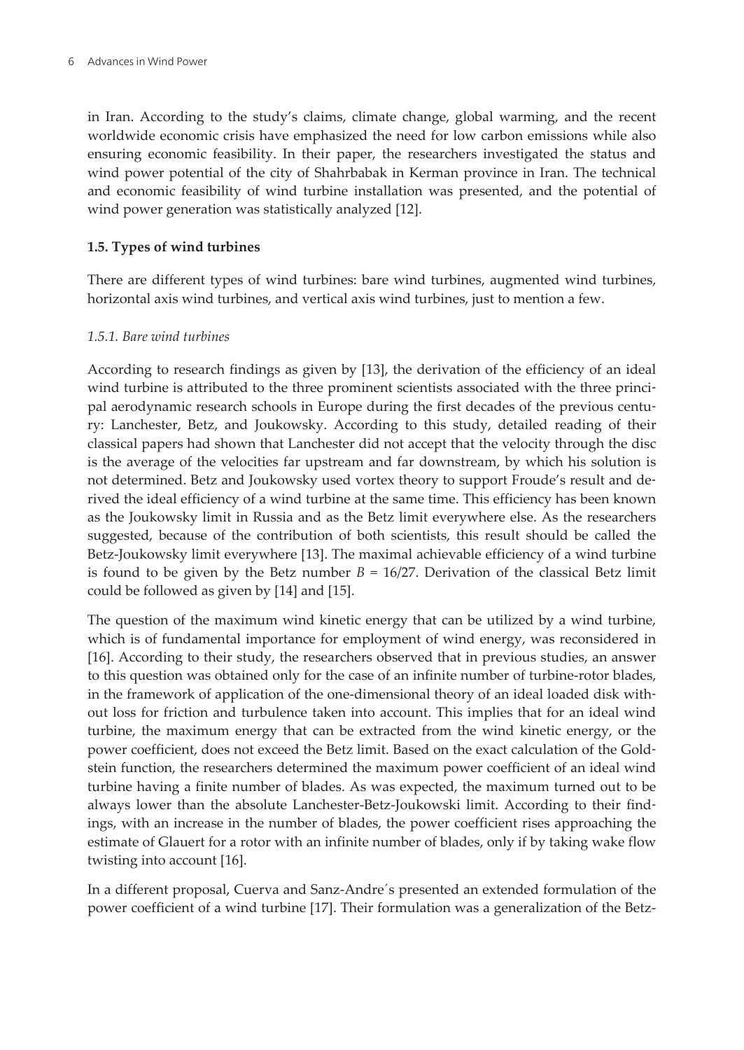in Iran. According to the study's claims, climate change, global warming, and the recent worldwide economic crisis have emphasized the need for low carbon emissions while also ensuring economic feasibility. In their paper, the researchers investigated the status and wind power potential of the city of Shahrbabak in Kerman province in Iran. The technical and economic feasibility of wind turbine installation was presented, and the potential of wind power generation was statistically analyzed [12].

### 1.5. Types of wind turbines

There are different types of wind turbines: bare wind turbines, augmented wind turbines, horizontal axis wind turbines, and vertical axis wind turbines, just to mention a few.

#### *1.5.1. Bare wind turbines*

According to research findings as given by [13], the derivation of the efficiency of an ideal wind turbine is attributed to the three prominent scientists associated with the three principal aerodynamic research schools in Europe during the first decades of the previous century: Lanchester, Betz, and Joukowsky. According to this study, detailed reading of their classical papers had shown that Lanchester did not accept that the velocity through the disc is the average of the velocities far upstream and far downstream, by which his solution is not determined. Betz and Joukowsky used vortex theory to support Froude's result and derived the ideal efficiency of a wind turbine at the same time. This efficiency has been known as the Joukowsky limit in Russia and as the Betz limit everywhere else. As the researchers suggested, because of the contribution of both scientists, this result should be called the Betz-Joukowsky limit everywhere [13]. The maximal achievable efficiency of a wind turbine is found to be given by the Betz number $B = 16/27$. Derivation of the classical Betz limit could be followed as given by [14] and [15].

The question of the maximum wind kinetic energy that can be utilized by a wind turbine, which is of fundamental importance for employment of wind energy, was reconsidered in [16]. According to their study, the researchers observed that in previous studies, an answer to this question was obtained only for the case of an infinite number of turbine-rotor blades, in the framework of application of the one-dimensional theory of an ideal loaded disk without loss for friction and turbulence taken into account. This implies that for an ideal wind turbine, the maximum energy that can be extracted from the wind kinetic energy, or the power coefficient, does not exceed the Betz limit. Based on the exact calculation of the Goldstein function, the researchers determined the maximum power coefficient of an ideal wind turbine having a finite number of blades. As was expected, the maximum turned out to be always lower than the absolute Lanchester-Betz-Joukowski limit. According to their findings, with an increase in the number of blades, the power coefficient rises approaching the estimate of Glauert for a rotor with an infinite number of blades, only if by taking wake flow twisting into account [16].

In a different proposal, Cuerva and Sanz-Andre´s presented an extended formulation of the power coefficient of a wind turbine [17]. Their formulation was a generalization of the Betz-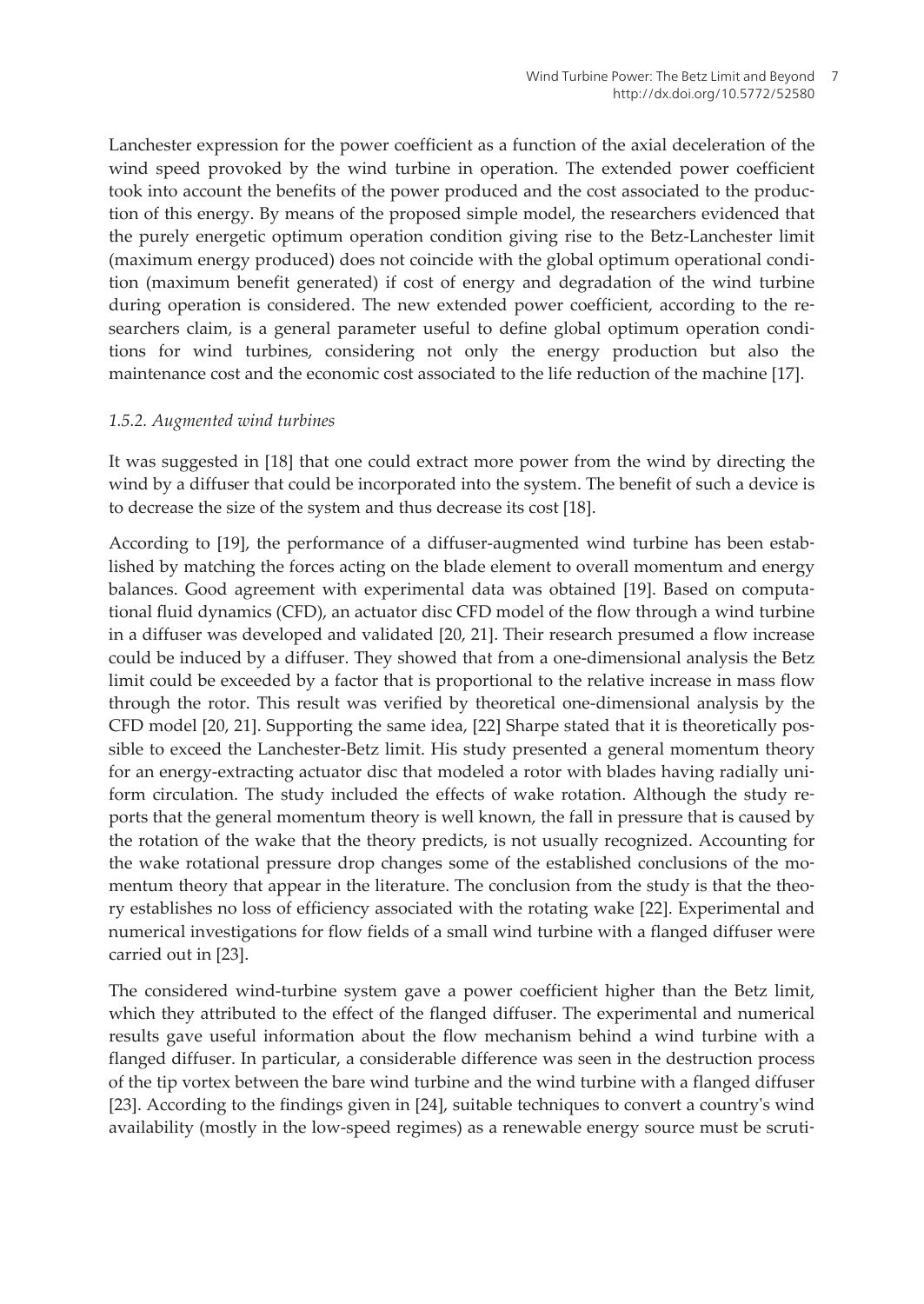Lanchester expression for the power coefficient as a function of the axial deceleration of the wind speed provoked by the wind turbine in operation. The extended power coefficient took into account the benefits of the power produced and the cost associated to the production of this energy. By means of the proposed simple model, the researchers evidenced that the purely energetic optimum operation condition giving rise to the Betz-Lanchester limit (maximum energy produced) does not coincide with the global optimum operational condition (maximum benefit generated) if cost of energy and degradation of the wind turbine during operation is considered. The new extended power coefficient, according to the researchers claim, is a general parameter useful to define global optimum operation conditions for wind turbines, considering not only the energy production but also the maintenance cost and the economic cost associated to the life reduction of the machine [17].

### *1.5.2. Augmented wind turbines*

It was suggested in [18] that one could extract more power from the wind by directing the wind by a diffuser that could be incorporated into the system. The benefit of such a device is to decrease the size of the system and thus decrease its cost [18].

According to [19], the performance of a diffuser-augmented wind turbine has been established by matching the forces acting on the blade element to overall momentum and energy balances. Good agreement with experimental data was obtained [19]. Based on computational fluid dynamics (CFD), an actuator disc CFD model of the flow through a wind turbine in a diffuser was developed and validated [20, 21]. Their research presumed a flow increase could be induced by a diffuser. They showed that from a one-dimensional analysis the Betz limit could be exceeded by a factor that is proportional to the relative increase in mass flow through the rotor. This result was verified by theoretical one-dimensional analysis by the CFD model [20, 21]. Supporting the same idea, [22] Sharpe stated that it is theoretically possible to exceed the Lanchester-Betz limit. His study presented a general momentum theory for an energy-extracting actuator disc that modeled a rotor with blades having radially uniform circulation. The study included the effects of wake rotation. Although the study reports that the general momentum theory is well known, the fall in pressure that is caused by the rotation of the wake that the theory predicts, is not usually recognized. Accounting for the wake rotational pressure drop changes some of the established conclusions of the momentum theory that appear in the literature. The conclusion from the study is that the theory establishes no loss of efficiency associated with the rotating wake [22]. Experimental and numerical investigations for flow fields of a small wind turbine with a flanged diffuser were carried out in [23].

The considered wind-turbine system gave a power coefficient higher than the Betz limit, which they attributed to the effect of the flanged diffuser. The experimental and numerical results gave useful information about the flow mechanism behind a wind turbine with a flanged diffuser. In particular, a considerable difference was seen in the destruction process of the tip vortex between the bare wind turbine and the wind turbine with a flanged diffuser [23]. According to the findings given in [24], suitable techniques to convert a country's wind availability (mostly in the low-speed regimes) as a renewable energy source must be scruti-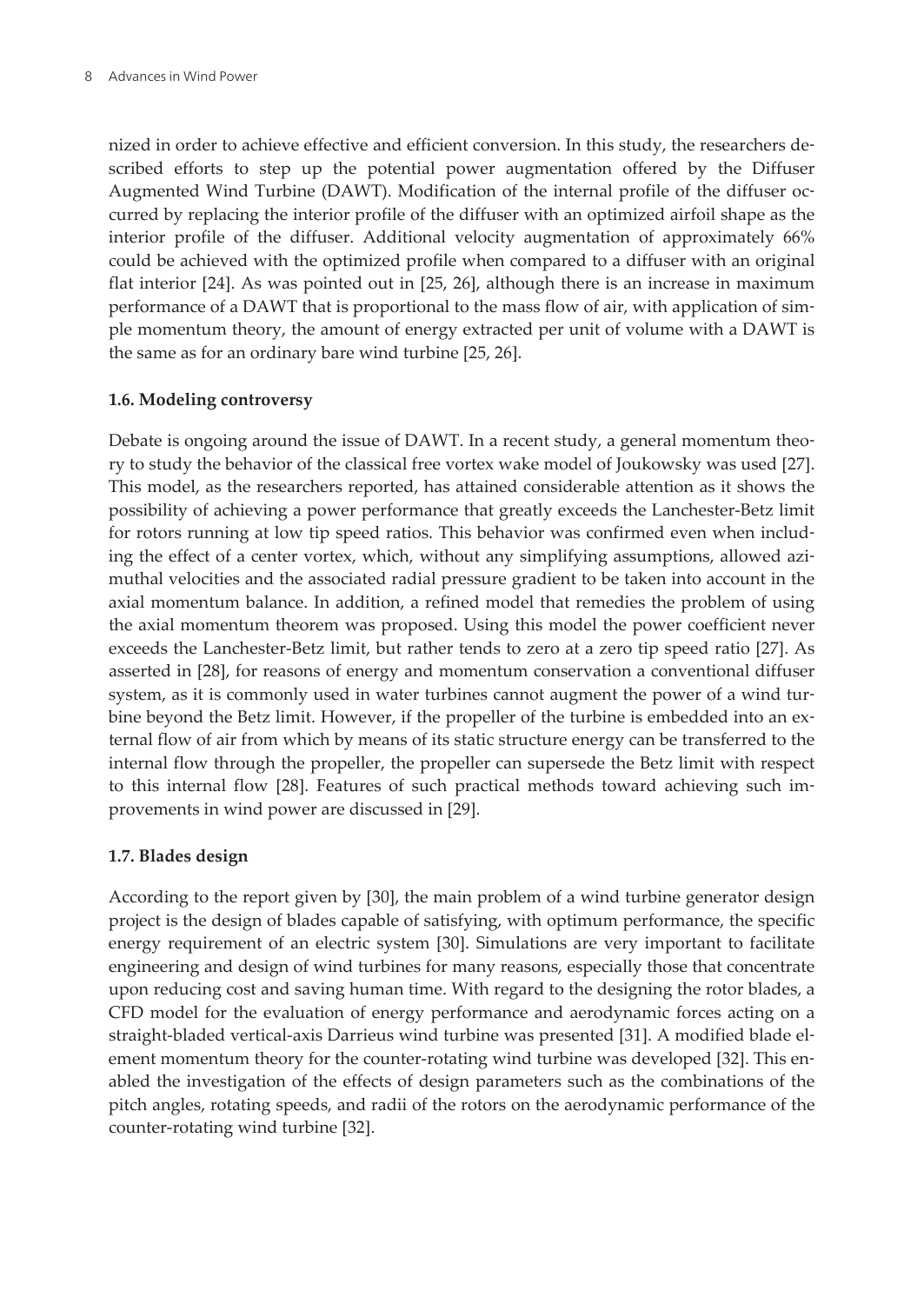nized in order to achieve effective and efficient conversion. In this study, the researchers described efforts to step up the potential power augmentation offered by the Diffuser Augmented Wind Turbine (DAWT). Modification of the internal profile of the diffuser occurred by replacing the interior profile of the diffuser with an optimized airfoil shape as the interior profile of the diffuser. Additional velocity augmentation of approximately 66% could be achieved with the optimized profile when compared to a diffuser with an original flat interior [24]. As was pointed out in [25, 26], although there is an increase in maximum performance of a DAWT that is proportional to the mass flow of air, with application of simple momentum theory, the amount of energy extracted per unit of volume with a DAWT is the same as for an ordinary bare wind turbine [25, 26].

### 1.6. Modeling controversy

Debate is ongoing around the issue of DAWT. In a recent study, a general momentum theory to study the behavior of the classical free vortex wake model of Joukowsky was used [27]. This model, as the researchers reported, has attained considerable attention as it shows the possibility of achieving a power performance that greatly exceeds the Lanchester-Betz limit for rotors running at low tip speed ratios. This behavior was confirmed even when including the effect of a center vortex, which, without any simplifying assumptions, allowed azimuthal velocities and the associated radial pressure gradient to be taken into account in the axial momentum balance. In addition, a refined model that remedies the problem of using the axial momentum theorem was proposed. Using this model the power coefficient never exceeds the Lanchester-Betz limit, but rather tends to zero at a zero tip speed ratio [27]. As asserted in [28], for reasons of energy and momentum conservation a conventional diffuser system, as it is commonly used in water turbines cannot augment the power of a wind turbine beyond the Betz limit. However, if the propeller of the turbine is embedded into an external flow of air from which by means of its static structure energy can be transferred to the internal flow through the propeller, the propeller can supersede the Betz limit with respect to this internal flow [28]. Features of such practical methods toward achieving such improvements in wind power are discussed in [29].

### 1.7. Blades design

According to the report given by [30], the main problem of a wind turbine generator design project is the design of blades capable of satisfying, with optimum performance, the specific energy requirement of an electric system [30]. Simulations are very important to facilitate engineering and design of wind turbines for many reasons, especially those that concentrate upon reducing cost and saving human time. With regard to the designing the rotor blades, a CFD model for the evaluation of energy performance and aerodynamic forces acting on a straight-bladed vertical-axis Darrieus wind turbine was presented [31]. A modified blade element momentum theory for the counter-rotating wind turbine was developed [32]. This enabled the investigation of the effects of design parameters such as the combinations of the pitch angles, rotating speeds, and radii of the rotors on the aerodynamic performance of the counter-rotating wind turbine [32].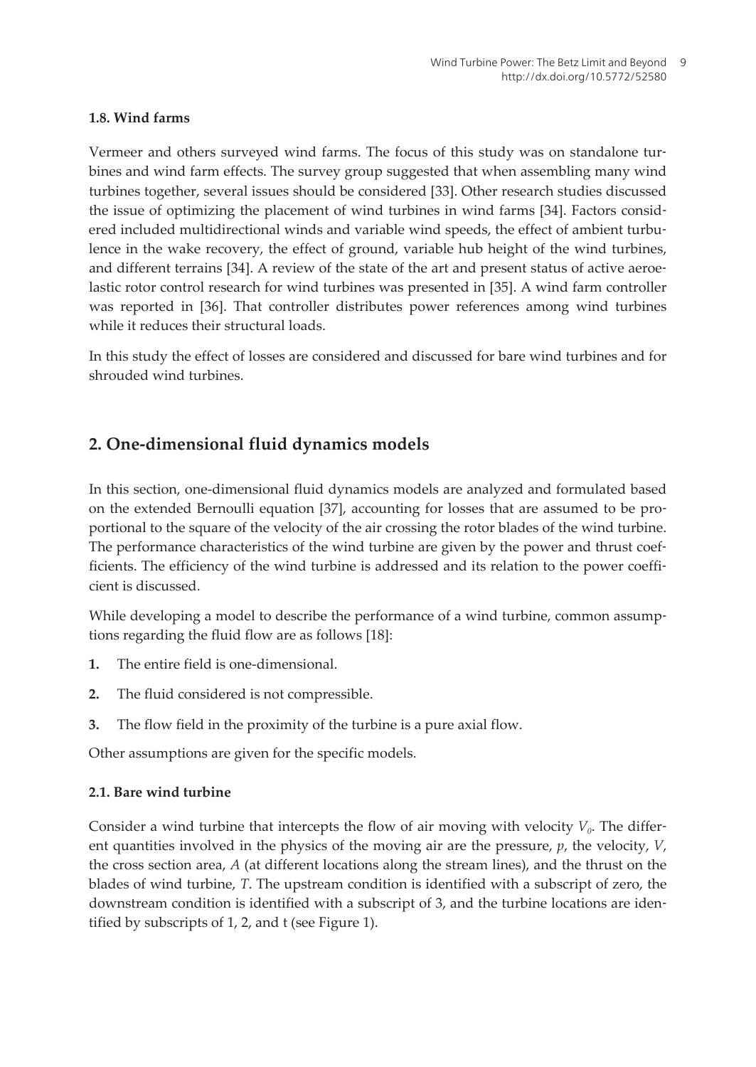### 1.8. Wind farms

Vermeer and others surveyed wind farms. The focus of this study was on standalone turbines and wind farm effects. The survey group suggested that when assembling many wind turbines together, several issues should be considered [33]. Other research studies discussed the issue of optimizing the placement of wind turbines in wind farms [34]. Factors considered included multidirectional winds and variable wind speeds, the effect of ambient turbulence in the wake recovery, the effect of ground, variable hub height of the wind turbines, and different terrains [34]. A review of the state of the art and present status of active aeroelastic rotor control research for wind turbines was presented in [35]. A wind farm controller was reported in [36]. That controller distributes power references among wind turbines while it reduces their structural loads.

In this study the effect of losses are considered and discussed for bare wind turbines and for shrouded wind turbines.

## 2. One-dimensional fluid dynamics models

In this section, one-dimensional fluid dynamics models are analyzed and formulated based on the extended Bernoulli equation [37], accounting for losses that are assumed to be proportional to the square of the velocity of the air crossing the rotor blades of the wind turbine. The performance characteristics of the wind turbine are given by the power and thrust coefficients. The efficiency of the wind turbine is addressed and its relation to the power coefficient is discussed.

While developing a model to describe the performance of a wind turbine, common assumptions regarding the fluid flow are as follows [18]:

1. The entire field is one-dimensional.
2. The fluid considered is not compressible.
3. The flow field in the proximity of the turbine is a pure axial flow.

Other assumptions are given for the specific models.

### 2.1. Bare wind turbine

Consider a wind turbine that intercepts the flow of air moving with velocity $V_0$. The different quantities involved in the physics of the moving air are the pressure, $p$, the velocity, $V$, the cross section area, $A$ (at different locations along the stream lines), and the thrust on the blades of wind turbine, $T$. The upstream condition is identified with a subscript of zero, the downstream condition is identified with a subscript of 3, and the turbine locations are identified by subscripts of 1, 2, and t (see Figure 1).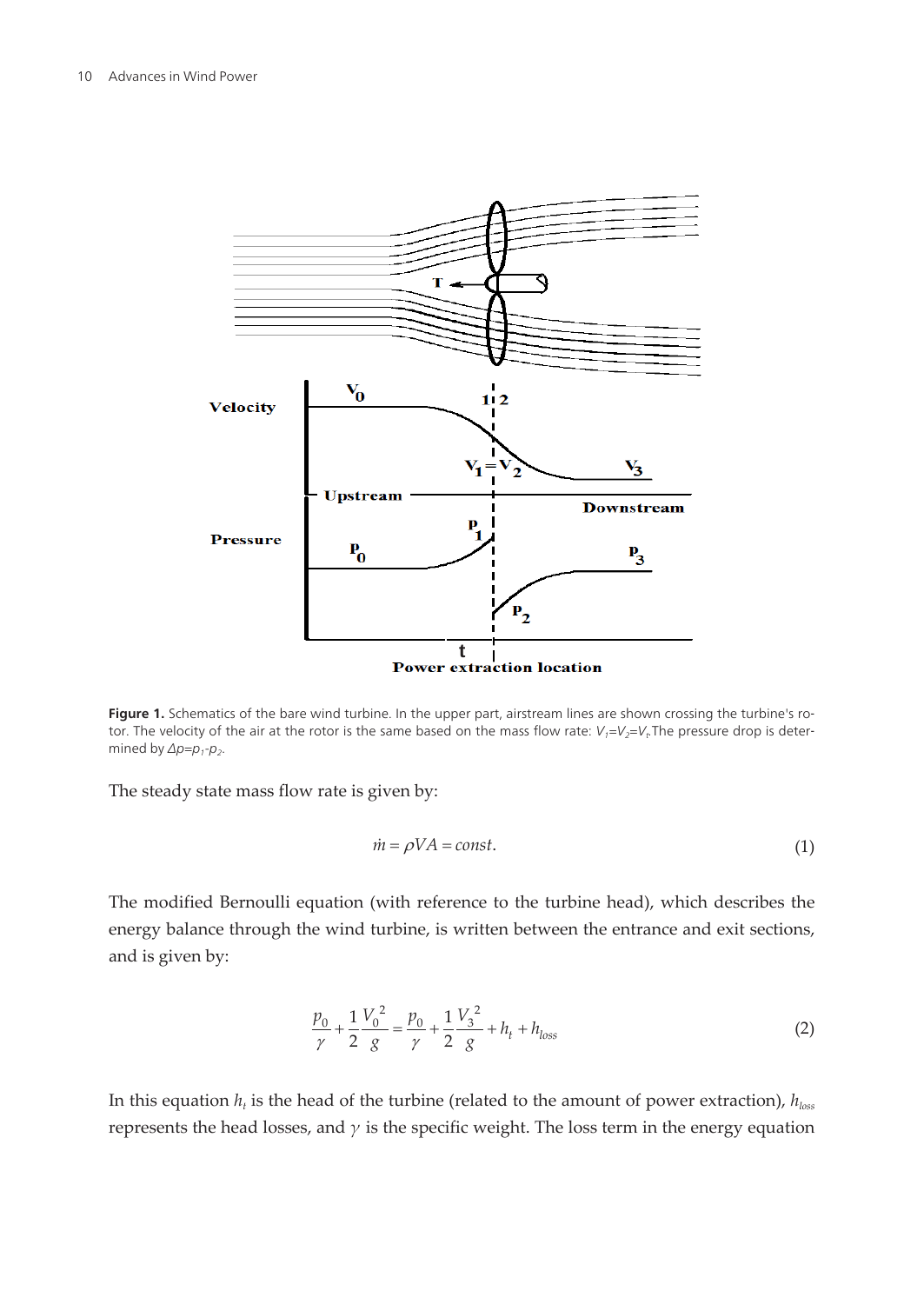**Figure 1.** Schematics of the bare wind turbine. In the upper part, airstream lines are shown crossing the turbine's rotor. The velocity of the air at the rotor is the same based on the mass flow rate: $V_1=V_2=V_t$.The pressure drop is determined by $\Delta p=p_1-p_2$.

The steady state mass flow rate is given by:

$$\dot{m} = \rho VA = const. \tag{1}$$

The modified Bernoulli equation (with reference to the turbine head), which describes the energy balance through the wind turbine, is written between the entrance and exit sections, and is given by:

$$\frac{p_0}{\gamma} + \frac{1}{2}\frac{V_0^{\ 2}}{g} = \frac{p_0}{\gamma} + \frac{1}{2}\frac{V_3^{\ 2}}{g} + h_t + h_{loss} \tag{2}$$

In this equation $h_t$ is the head of the turbine (related to the amount of power extraction), $h_{loss}$ represents the head losses, and $\gamma$ is the specific weight. The loss term in the energy equation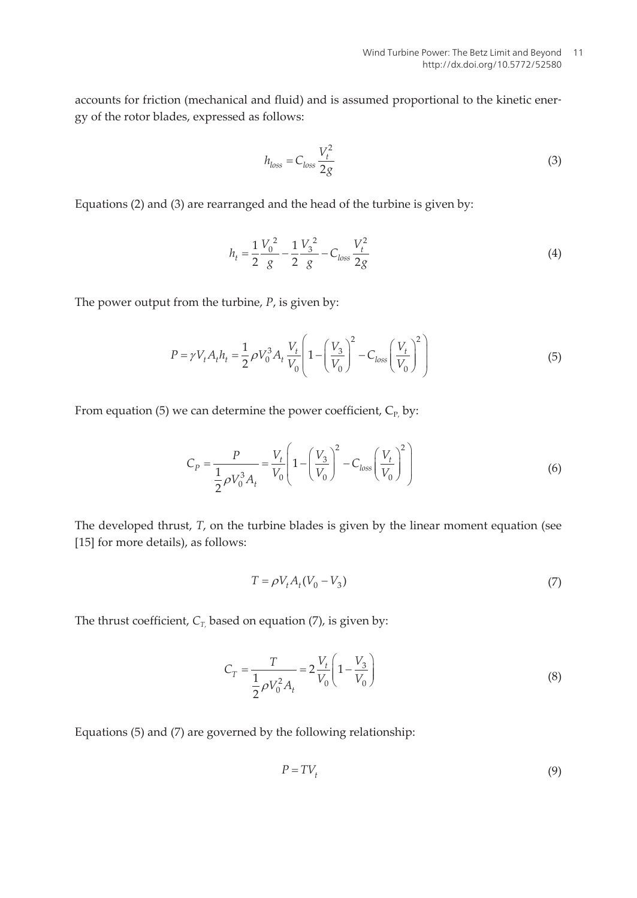accounts for friction (mechanical and fluid) and is assumed proportional to the kinetic energy of the rotor blades, expressed as follows:

$$h_{loss} = C_{loss} \frac{V_t^2}{2g} \tag{3}$$

Equations (2) and (3) are rearranged and the head of the turbine is given by:

$$h_t = \frac{1}{2}\frac{V_0^{\,2}}{g} - \frac{1}{2}\frac{V_3^{\,2}}{g} - C_{loss}\frac{V_t^2}{2g} \tag{4}$$

The power output from the turbine, $P$, is given by:

$$P = \gamma V_t A_t h_t = \frac{1}{2}\rho V_0^3 A_t \frac{V_t}{V_0}\left(1 - \left(\frac{V_3}{V_0}\right)^2 - C_{loss}\left(\frac{V_t}{V_0}\right)^2\right) \tag{5}$$

From equation (5) we can determine the power coefficient, $C_{P,}$ by:

$$C_P = \frac{P}{\dfrac{1}{2}\rho V_0^3 A_t} = \frac{V_t}{V_0}\left(1 - \left(\frac{V_3}{V_0}\right)^2 - C_{loss}\left(\frac{V_t}{V_0}\right)^2\right) \tag{6}$$

The developed thrust, $T$, on the turbine blades is given by the linear moment equation (see [15] for more details), as follows:

$$T = \rho V_t A_t (V_0 - V_3) \tag{7}$$

The thrust coefficient, $C_{T,}$ based on equation (7), is given by:

$$C_T = \frac{T}{\dfrac{1}{2}\rho V_0^2 A_t} = 2\frac{V_t}{V_0}\left(1 - \frac{V_3}{V_0}\right) \tag{8}$$

Equations (5) and (7) are governed by the following relationship:

$$P = TV_t \tag{9}$$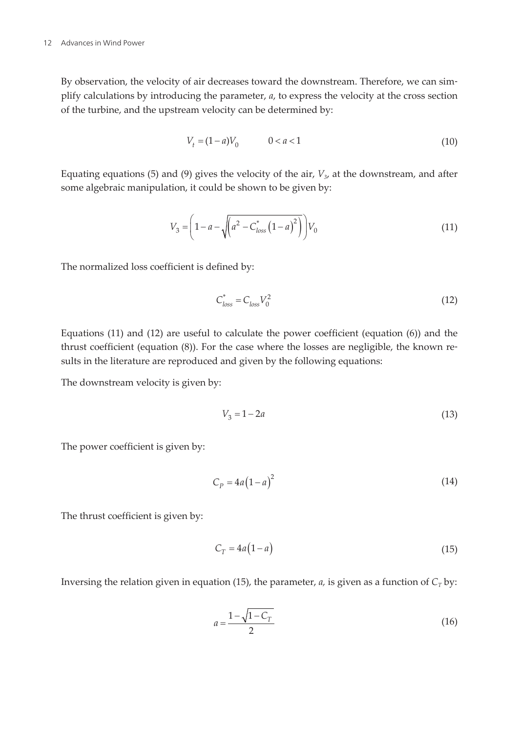By observation, the velocity of air decreases toward the downstream. Therefore, we can simplify calculations by introducing the parameter, $a$, to express the velocity at the cross section of the turbine, and the upstream velocity can be determined by:

$$V_t = (1-a)V_0 \qquad 0 < a < 1 \tag{10}$$

Equating equations (5) and (9) gives the velocity of the air, $V_3$, at the downstream, and after some algebraic manipulation, it could be shown to be given by:

$$V_3 = \left(1 - a - \sqrt{\left(a^2 - C^*_{loss}\left(1-a\right)^2\right)}\right)V_0 \tag{11}$$

The normalized loss coefficient is defined by:

$$C^*_{loss} = C_{loss}V_0^2 \tag{12}$$

Equations (11) and (12) are useful to calculate the power coefficient (equation (6)) and the thrust coefficient (equation (8)). For the case where the losses are negligible, the known results in the literature are reproduced and given by the following equations:

The downstream velocity is given by:

$$V_3 = 1 - 2a \tag{13}$$

The power coefficient is given by:

$$C_P = 4a\left(1-a\right)^2 \tag{14}$$

The thrust coefficient is given by:

$$C_T = 4a\left(1-a\right) \tag{15}$$

Inversing the relation given in equation (15), the parameter, $a$, is given as a function of $C_T$ by:

$$a = \frac{1-\sqrt{1-C_T}}{2} \tag{16}$$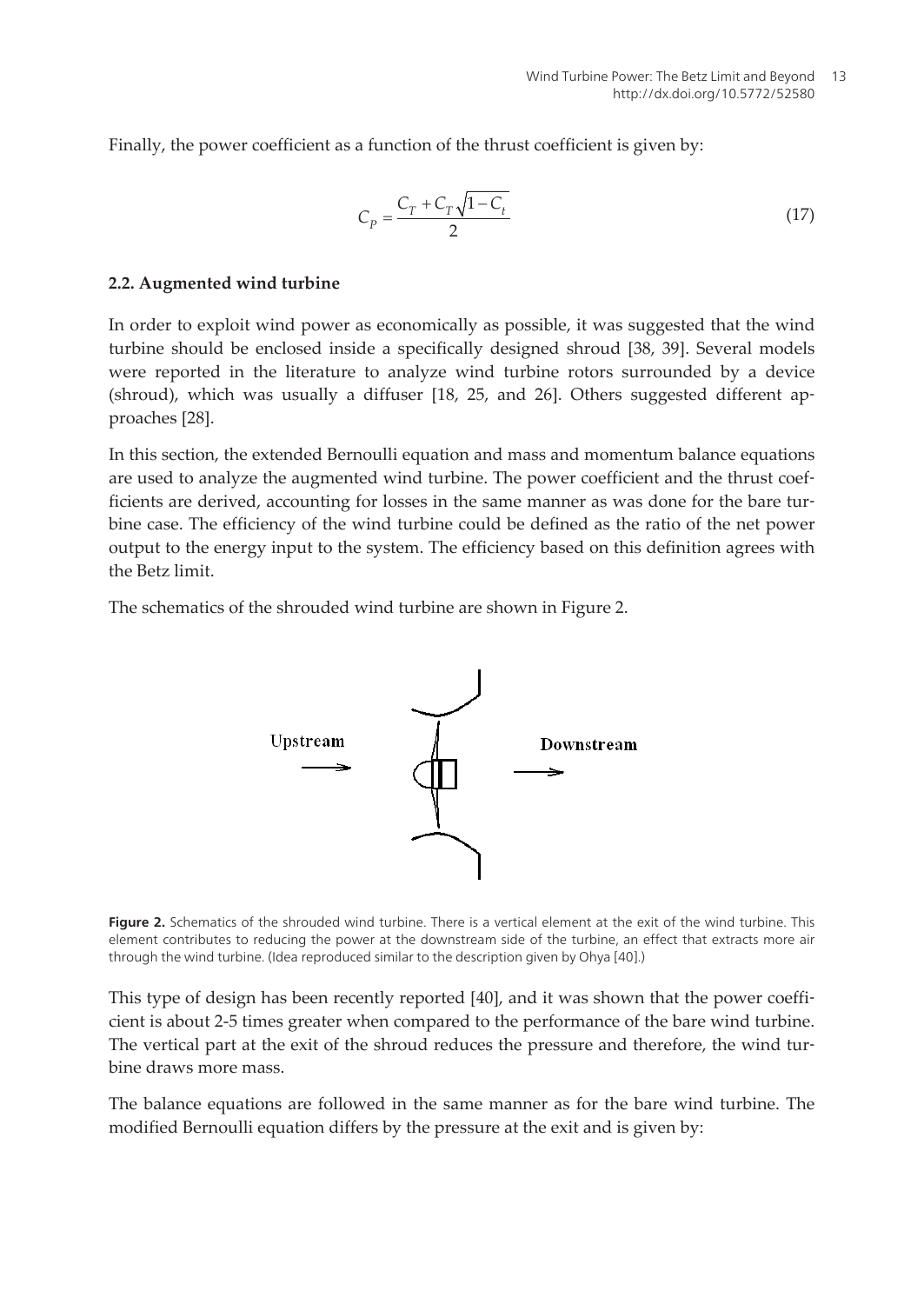Finally, the power coefficient as a function of the thrust coefficient is given by:

$$C_P = \frac{C_T + C_T\sqrt{1 - C_t}}{2} \tag{17}$$

### 2.2. Augmented wind turbine

In order to exploit wind power as economically as possible, it was suggested that the wind turbine should be enclosed inside a specifically designed shroud [38, 39]. Several models were reported in the literature to analyze wind turbine rotors surrounded by a device (shroud), which was usually a diffuser [18, 25, and 26]. Others suggested different approaches [28].

In this section, the extended Bernoulli equation and mass and momentum balance equations are used to analyze the augmented wind turbine. The power coefficient and the thrust coefficients are derived, accounting for losses in the same manner as was done for the bare turbine case. The efficiency of the wind turbine could be defined as the ratio of the net power output to the energy input to the system. The efficiency based on this definition agrees with the Betz limit.

The schematics of the shrouded wind turbine are shown in Figure 2.

**Figure 2.** Schematics of the shrouded wind turbine. There is a vertical element at the exit of the wind turbine. This element contributes to reducing the power at the downstream side of the turbine, an effect that extracts more air through the wind turbine. (Idea reproduced similar to the description given by Ohya [40].)

This type of design has been recently reported [40], and it was shown that the power coefficient is about 2-5 times greater when compared to the performance of the bare wind turbine. The vertical part at the exit of the shroud reduces the pressure and therefore, the wind turbine draws more mass.

The balance equations are followed in the same manner as for the bare wind turbine. The modified Bernoulli equation differs by the pressure at the exit and is given by: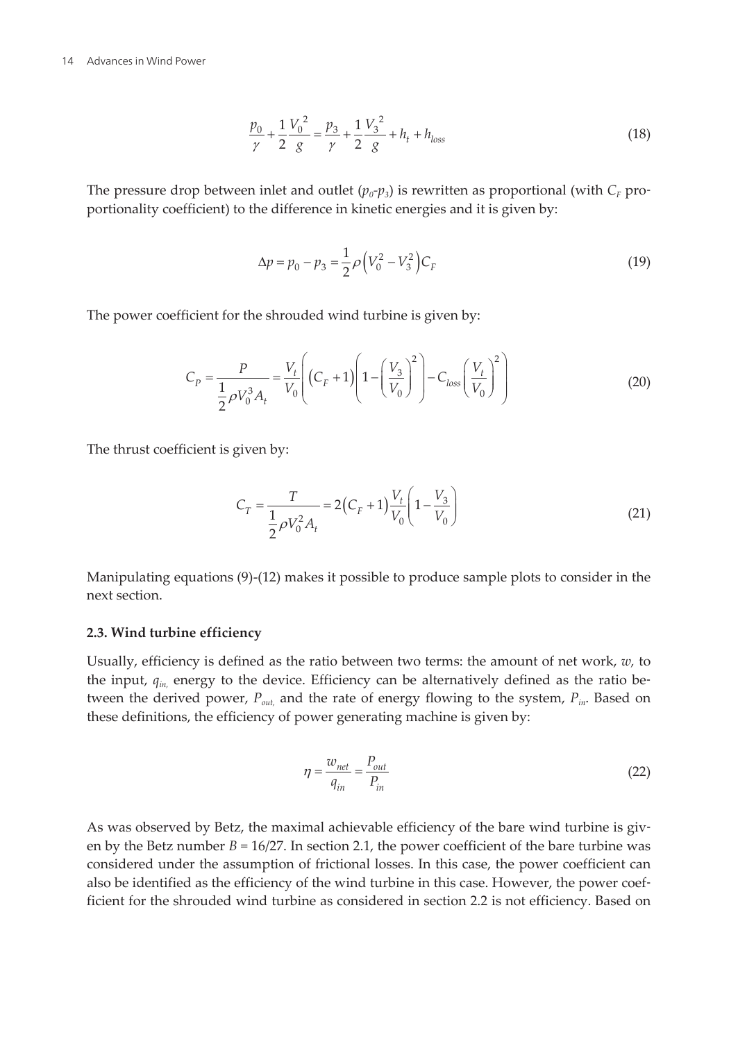$$\frac{p_0}{\gamma} + \frac{1}{2}\frac{V_0^{\ 2}}{g} = \frac{p_3}{\gamma} + \frac{1}{2}\frac{V_3^{\ 2}}{g} + h_t + h_{loss} \tag{18}$$

The pressure drop between inlet and outlet ($p_0$-$p_3$) is rewritten as proportional (with $C_F$ proportionality coefficient) to the difference in kinetic energies and it is given by:

$$\Delta p = p_0 - p_3 = \frac{1}{2}\rho\left(V_0^2 - V_3^2\right)C_F \tag{19}$$

The power coefficient for the shrouded wind turbine is given by:

$$C_P = \frac{P}{\frac{1}{2}\rho V_0^3 A_t} = \frac{V_t}{V_0}\left(\left(C_F + 1\right)\left(1 - \left(\frac{V_3}{V_0}\right)^2\right) - C_{loss}\left(\frac{V_t}{V_0}\right)^2\right) \tag{20}$$

The thrust coefficient is given by:

$$C_T = \frac{T}{\frac{1}{2}\rho V_0^2 A_t} = 2\left(C_F + 1\right)\frac{V_t}{V_0}\left(1 - \frac{V_3}{V_0}\right) \tag{21}$$

Manipulating equations (9)-(12) makes it possible to produce sample plots to consider in the next section.

### 2.3. Wind turbine efficiency

Usually, efficiency is defined as the ratio between two terms: the amount of net work, $w$, to the input, $q_{in}$, energy to the device. Efficiency can be alternatively defined as the ratio between the derived power, $P_{out}$, and the rate of energy flowing to the system, $P_{in}$. Based on these definitions, the efficiency of power generating machine is given by:

$$\eta = \frac{w_{net}}{q_{in}} = \frac{P_{out}}{P_{in}} \tag{22}$$

As was observed by Betz, the maximal achievable efficiency of the bare wind turbine is given by the Betz number $B = 16/27$. In section 2.1, the power coefficient of the bare turbine was considered under the assumption of frictional losses. In this case, the power coefficient can also be identified as the efficiency of the wind turbine in this case. However, the power coefficient for the shrouded wind turbine as considered in section 2.2 is not efficiency. Based on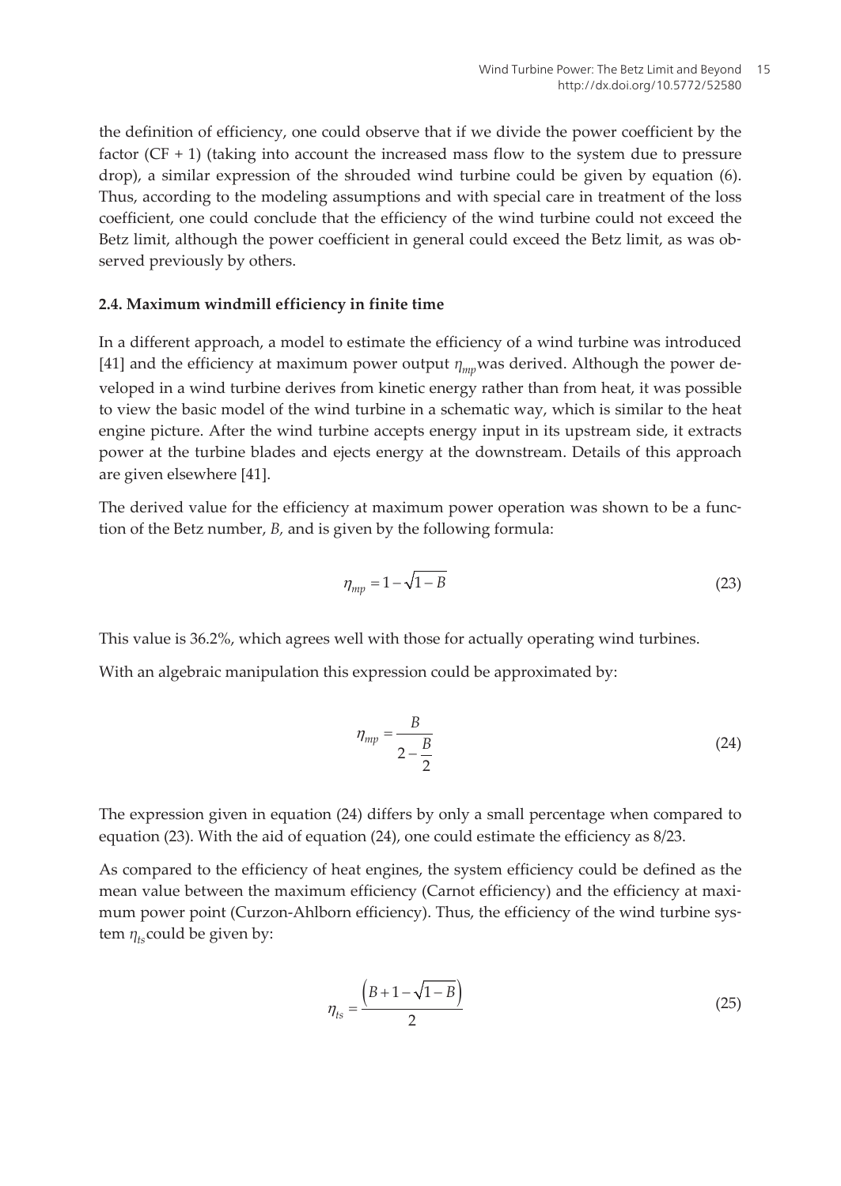the definition of efficiency, one could observe that if we divide the power coefficient by the factor (CF + 1) (taking into account the increased mass flow to the system due to pressure drop), a similar expression of the shrouded wind turbine could be given by equation (6). Thus, according to the modeling assumptions and with special care in treatment of the loss coefficient, one could conclude that the efficiency of the wind turbine could not exceed the Betz limit, although the power coefficient in general could exceed the Betz limit, as was observed previously by others.

### 2.4. Maximum windmill efficiency in finite time

In a different approach, a model to estimate the efficiency of a wind turbine was introduced [41] and the efficiency at maximum power output $\eta_{mp}$ was derived. Although the power developed in a wind turbine derives from kinetic energy rather than from heat, it was possible to view the basic model of the wind turbine in a schematic way, which is similar to the heat engine picture. After the wind turbine accepts energy input in its upstream side, it extracts power at the turbine blades and ejects energy at the downstream. Details of this approach are given elsewhere [41].

The derived value for the efficiency at maximum power operation was shown to be a function of the Betz number, *B,* and is given by the following formula:

$$\eta_{mp} = 1 - \sqrt{1 - B} \tag{23}$$

This value is 36.2%, which agrees well with those for actually operating wind turbines.

With an algebraic manipulation this expression could be approximated by:

$$\eta_{mp} = \frac{B}{2 - \frac{B}{2}} \tag{24}$$

The expression given in equation (24) differs by only a small percentage when compared to equation (23). With the aid of equation (24), one could estimate the efficiency as 8/23.

As compared to the efficiency of heat engines, the system efficiency could be defined as the mean value between the maximum efficiency (Carnot efficiency) and the efficiency at maximum power point (Curzon-Ahlborn efficiency). Thus, the efficiency of the wind turbine system $\eta_{ts}$ could be given by:

$$\eta_{ts} = \frac{\left(B + 1 - \sqrt{1 - B}\right)}{2} \tag{25}$$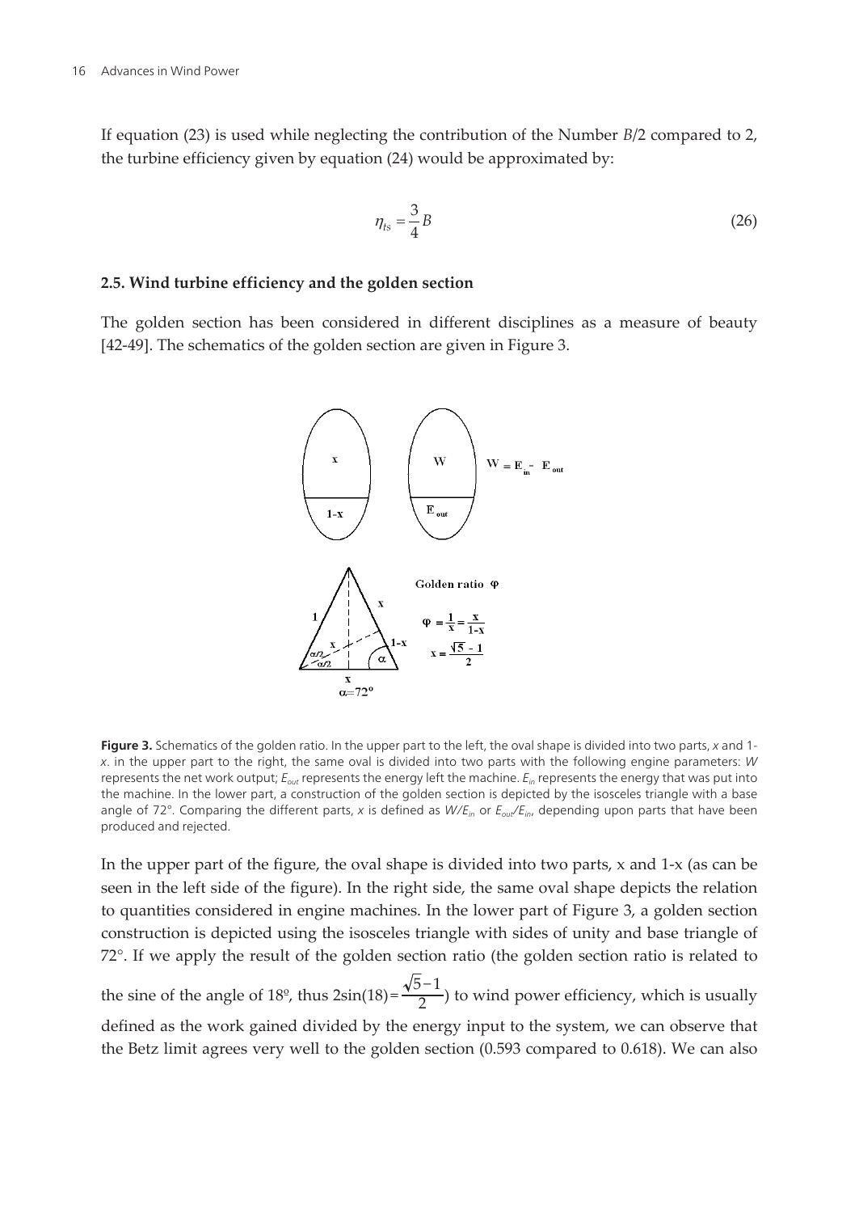If equation (23) is used while neglecting the contribution of the Number $B/2$ compared to 2, the turbine efficiency given by equation (24) would be approximated by:

$$\eta_{ts} = \frac{3}{4} B \tag{26}$$

### 2.5. Wind turbine efficiency and the golden section

The golden section has been considered in different disciplines as a measure of beauty [42-49]. The schematics of the golden section are given in Figure 3.

**Figure 3.** Schematics of the golden ratio. In the upper part to the left, the oval shape is divided into two parts, $x$ and $1-x$. in the upper part to the right, the same oval is divided into two parts with the following engine parameters: $W$ represents the net work output; $E_{out}$ represents the energy left the machine. $E_{in}$ represents the energy that was put into the machine. In the lower part, a construction of the golden section is depicted by the isosceles triangle with a base angle of 72°. Comparing the different parts, $x$ is defined as $W/E_{in}$ or $E_{out}/E_{in}$, depending upon parts that have been produced and rejected.

In the upper part of the figure, the oval shape is divided into two parts, x and 1-x (as can be seen in the left side of the figure). In the right side, the same oval shape depicts the relation to quantities considered in engine machines. In the lower part of Figure 3, a golden section construction is depicted using the isosceles triangle with sides of unity and base triangle of 72°. If we apply the result of the golden section ratio (the golden section ratio is related to the sine of the angle of 18º, thus $2\sin(18) = \frac{\sqrt{5}-1}{2}$) to wind power efficiency, which is usually defined as the work gained divided by the energy input to the system, we can observe that the Betz limit agrees very well to the golden section (0.593 compared to 0.618). We can also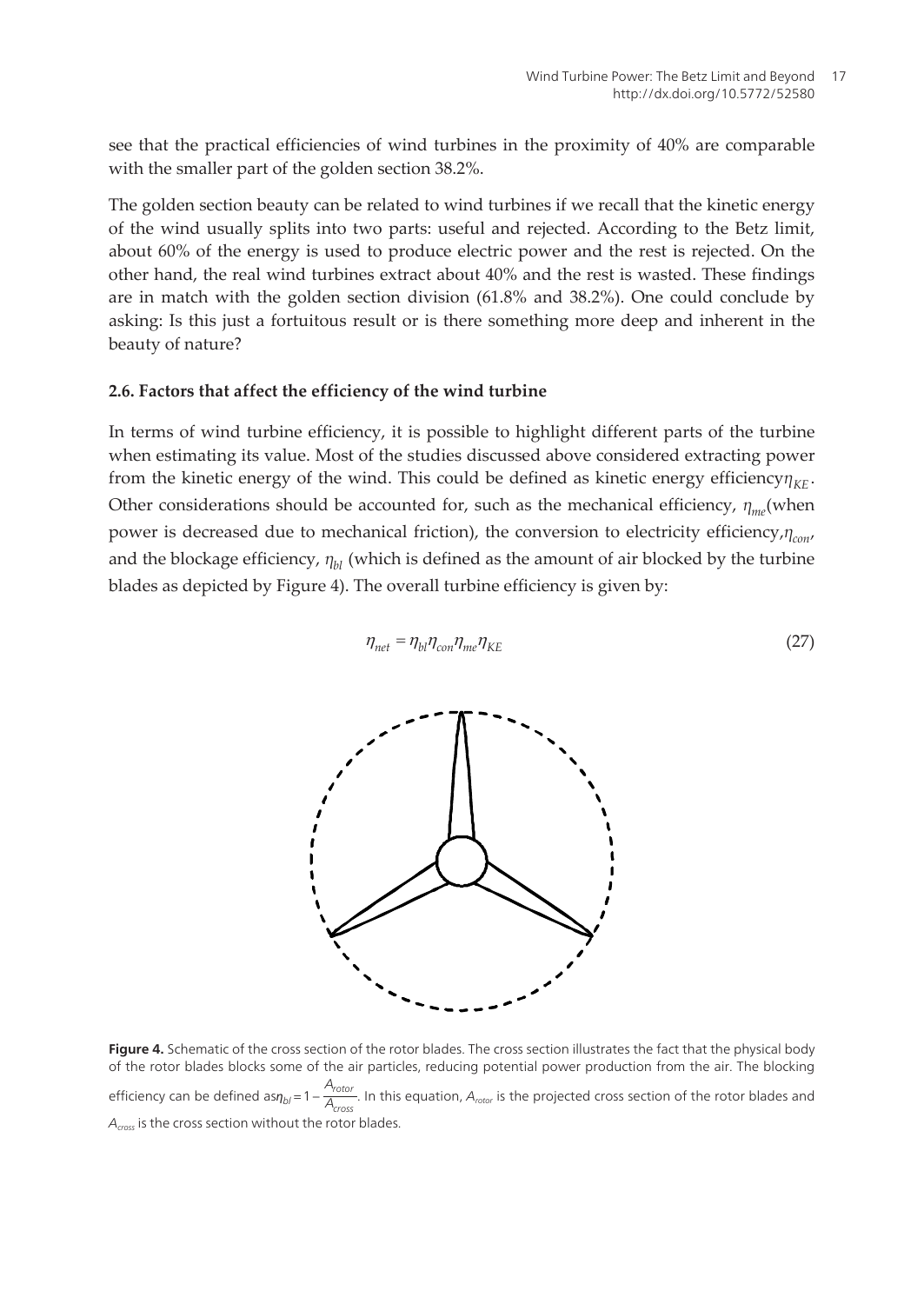see that the practical efficiencies of wind turbines in the proximity of 40% are comparable with the smaller part of the golden section 38.2%.

The golden section beauty can be related to wind turbines if we recall that the kinetic energy of the wind usually splits into two parts: useful and rejected. According to the Betz limit, about 60% of the energy is used to produce electric power and the rest is rejected. On the other hand, the real wind turbines extract about 40% and the rest is wasted. These findings are in match with the golden section division (61.8% and 38.2%). One could conclude by asking: Is this just a fortuitous result or is there something more deep and inherent in the beauty of nature?

### 2.6. Factors that affect the efficiency of the wind turbine

In terms of wind turbine efficiency, it is possible to highlight different parts of the turbine when estimating its value. Most of the studies discussed above considered extracting power from the kinetic energy of the wind. This could be defined as kinetic energy efficiency $\eta_{KE}$. Other considerations should be accounted for, such as the mechanical efficiency, $\eta_{me}$ (when power is decreased due to mechanical friction), the conversion to electricity efficiency, $\eta_{con}$, and the blockage efficiency, $\eta_{bl}$ (which is defined as the amount of air blocked by the turbine blades as depicted by Figure 4). The overall turbine efficiency is given by:

$$\eta_{net} = \eta_{bl}\eta_{con}\eta_{me}\eta_{KE} \tag{27}$$

**Figure 4.** Schematic of the cross section of the rotor blades. The cross section illustrates the fact that the physical body of the rotor blades blocks some of the air particles, reducing potential power production from the air. The blocking efficiency can be defined as $\eta_{bl} = 1 - \frac{A_{rotor}}{A_{cross}}$. In this equation, $A_{rotor}$ is the projected cross section of the rotor blades and $A_{cross}$ is the cross section without the rotor blades.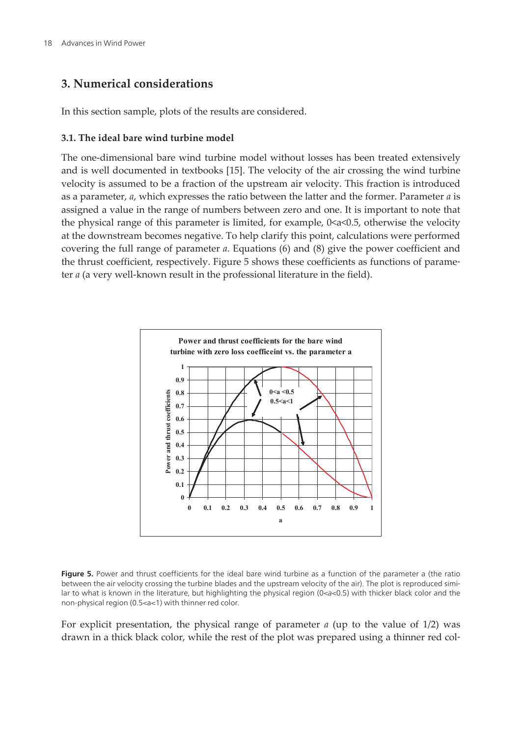## 3. Numerical considerations

In this section sample, plots of the results are considered.

### 3.1. The ideal bare wind turbine model

The one-dimensional bare wind turbine model without losses has been treated extensively and is well documented in textbooks [15]. The velocity of the air crossing the wind turbine velocity is assumed to be a fraction of the upstream air velocity. This fraction is introduced as a parameter, $a$, which expresses the ratio between the latter and the former. Parameter $a$ is assigned a value in the range of numbers between zero and one. It is important to note that the physical range of this parameter is limited, for example, $0<a<0.5$, otherwise the velocity at the downstream becomes negative. To help clarify this point, calculations were performed covering the full range of parameter $a$. Equations (6) and (8) give the power coefficient and the thrust coefficient, respectively. Figure 5 shows these coefficients as functions of parameter $a$ (a very well-known result in the professional literature in the field).

**Figure 5.** Power and thrust coefficients for the ideal bare wind turbine as a function of the parameter a (the ratio between the air velocity crossing the turbine blades and the upstream velocity of the air). The plot is reproduced similar to what is known in the literature, but highlighting the physical region ($0<a<0.5$) with thicker black color and the non-physical region ($0.5<a<1$) with thinner red color.

For explicit presentation, the physical range of parameter $a$ (up to the value of 1/2) was drawn in a thick black color, while the rest of the plot was prepared using a thinner red col-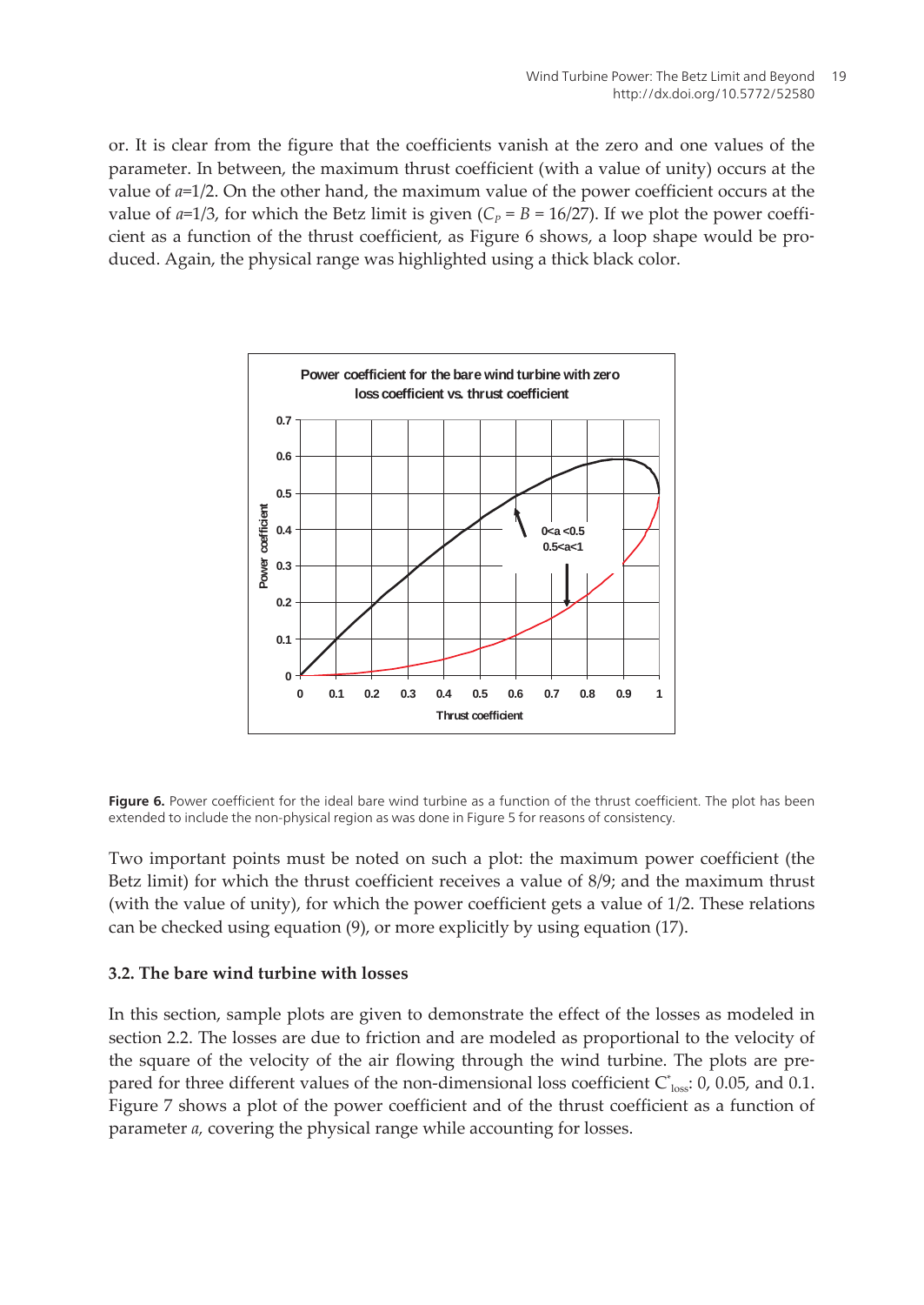or. It is clear from the figure that the coefficients vanish at the zero and one values of the parameter. In between, the maximum thrust coefficient (with a value of unity) occurs at the value of $a$=1/2. On the other hand, the maximum value of the power coefficient occurs at the value of $a$=1/3, for which the Betz limit is given ($C_P = B = 16/27$). If we plot the power coefficient as a function of the thrust coefficient, as Figure 6 shows, a loop shape would be produced. Again, the physical range was highlighted using a thick black color.

**Figure 6.** Power coefficient for the ideal bare wind turbine as a function of the thrust coefficient. The plot has been extended to include the non-physical region as was done in Figure 5 for reasons of consistency.

Two important points must be noted on such a plot: the maximum power coefficient (the Betz limit) for which the thrust coefficient receives a value of 8/9; and the maximum thrust (with the value of unity), for which the power coefficient gets a value of 1/2. These relations can be checked using equation (9), or more explicitly by using equation (17).

### 3.2. The bare wind turbine with losses

In this section, sample plots are given to demonstrate the effect of the losses as modeled in section 2.2. The losses are due to friction and are modeled as proportional to the velocity of the square of the velocity of the air flowing through the wind turbine. The plots are prepared for three different values of the non-dimensional loss coefficient $C^*_{loss}$: 0, 0.05, and 0.1. Figure 7 shows a plot of the power coefficient and of the thrust coefficient as a function of parameter $a$, covering the physical range while accounting for losses.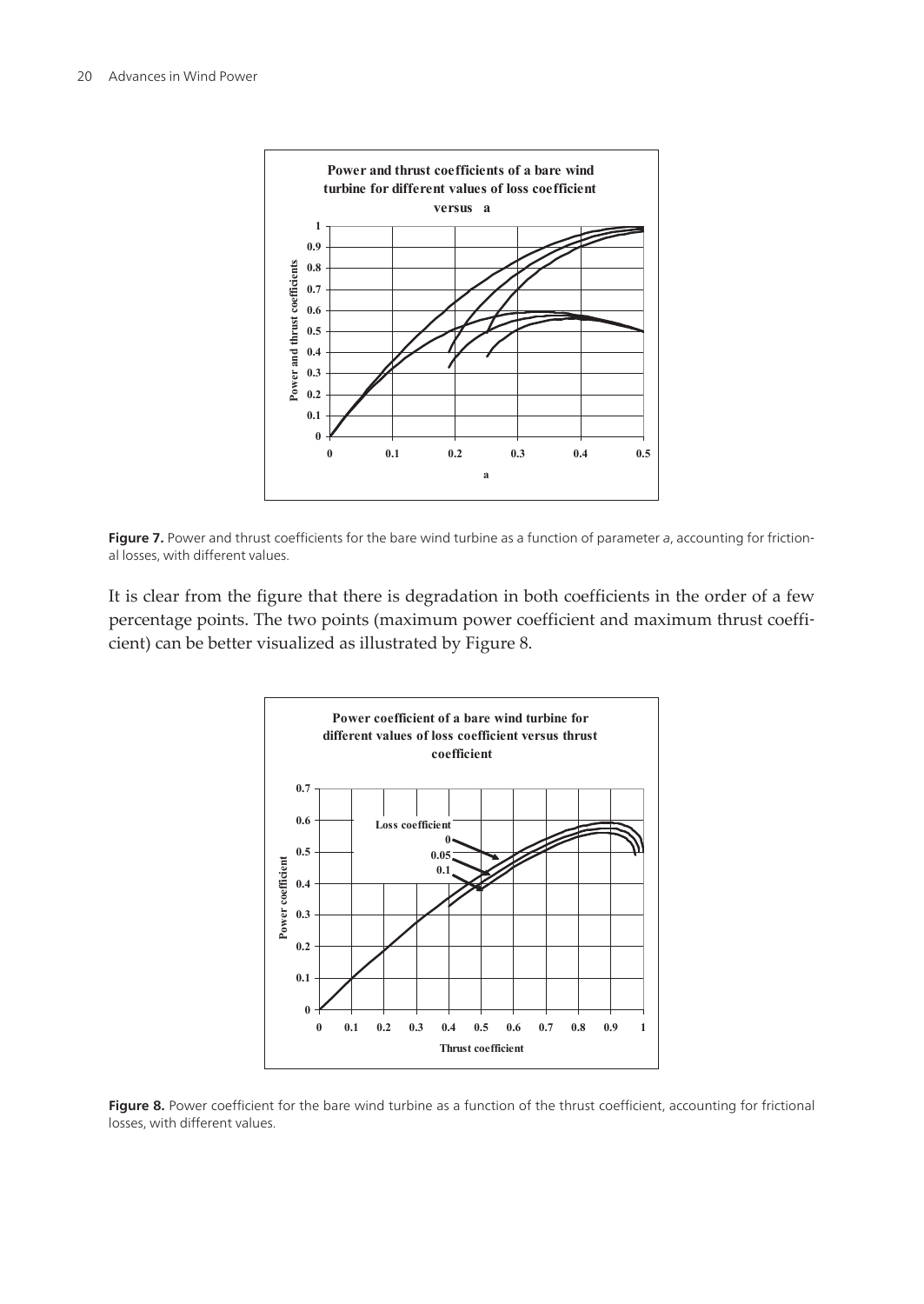**Figure 7.** Power and thrust coefficients for the bare wind turbine as a function of parameter *a*, accounting for frictional losses, with different values.

It is clear from the figure that there is degradation in both coefficients in the order of a few percentage points. The two points (maximum power coefficient and maximum thrust coefficient) can be better visualized as illustrated by Figure 8.

**Figure 8.** Power coefficient for the bare wind turbine as a function of the thrust coefficient, accounting for frictional losses, with different values.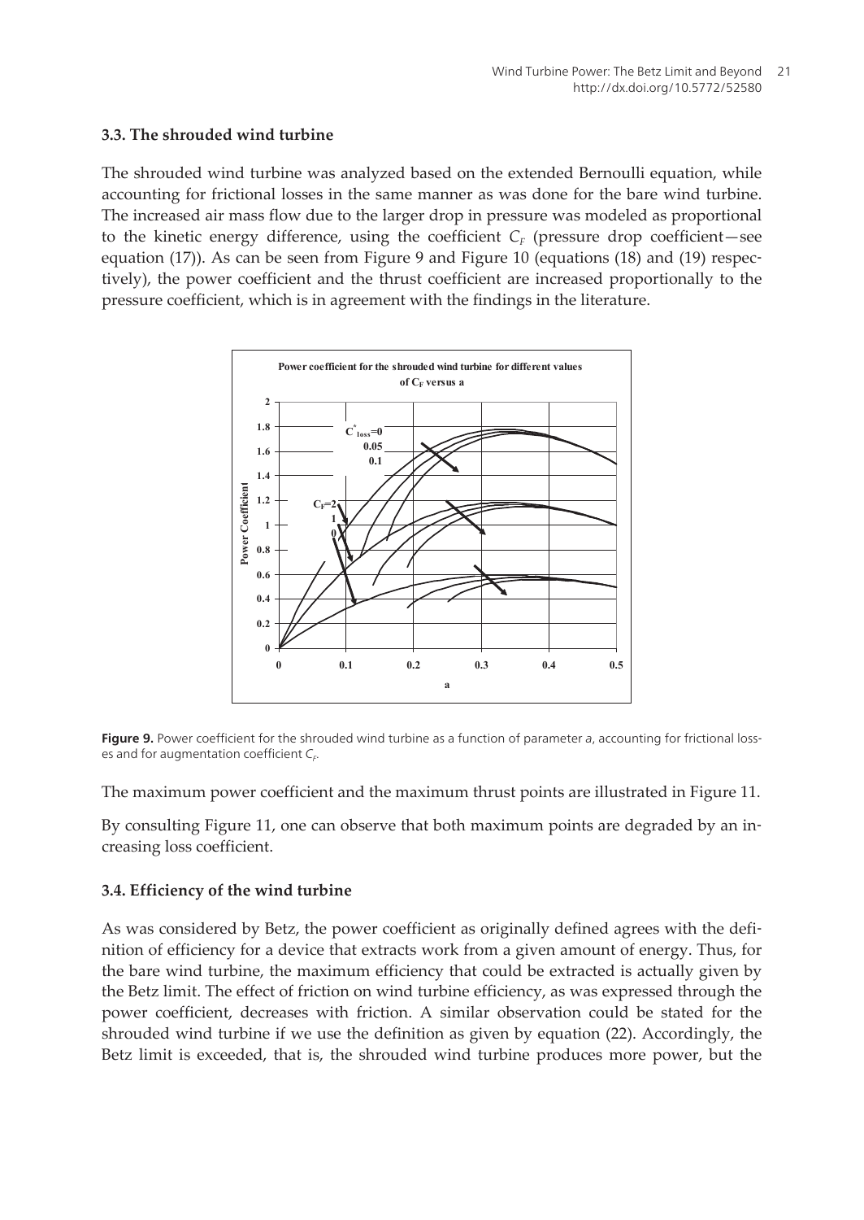### 3.3. The shrouded wind turbine

The shrouded wind turbine was analyzed based on the extended Bernoulli equation, while accounting for frictional losses in the same manner as was done for the bare wind turbine. The increased air mass flow due to the larger drop in pressure was modeled as proportional to the kinetic energy difference, using the coefficient $C_F$ (pressure drop coefficient—see equation (17)). As can be seen from Figure 9 and Figure 10 (equations (18) and (19) respectively), the power coefficient and the thrust coefficient are increased proportionally to the pressure coefficient, which is in agreement with the findings in the literature.

**Figure 9.** Power coefficient for the shrouded wind turbine as a function of parameter *a*, accounting for frictional losses and for augmentation coefficient $C_F$.

The maximum power coefficient and the maximum thrust points are illustrated in Figure 11.

By consulting Figure 11, one can observe that both maximum points are degraded by an increasing loss coefficient.

### 3.4. Efficiency of the wind turbine

As was considered by Betz, the power coefficient as originally defined agrees with the definition of efficiency for a device that extracts work from a given amount of energy. Thus, for the bare wind turbine, the maximum efficiency that could be extracted is actually given by the Betz limit. The effect of friction on wind turbine efficiency, as was expressed through the power coefficient, decreases with friction. A similar observation could be stated for the shrouded wind turbine if we use the definition as given by equation (22). Accordingly, the Betz limit is exceeded, that is, the shrouded wind turbine produces more power, but the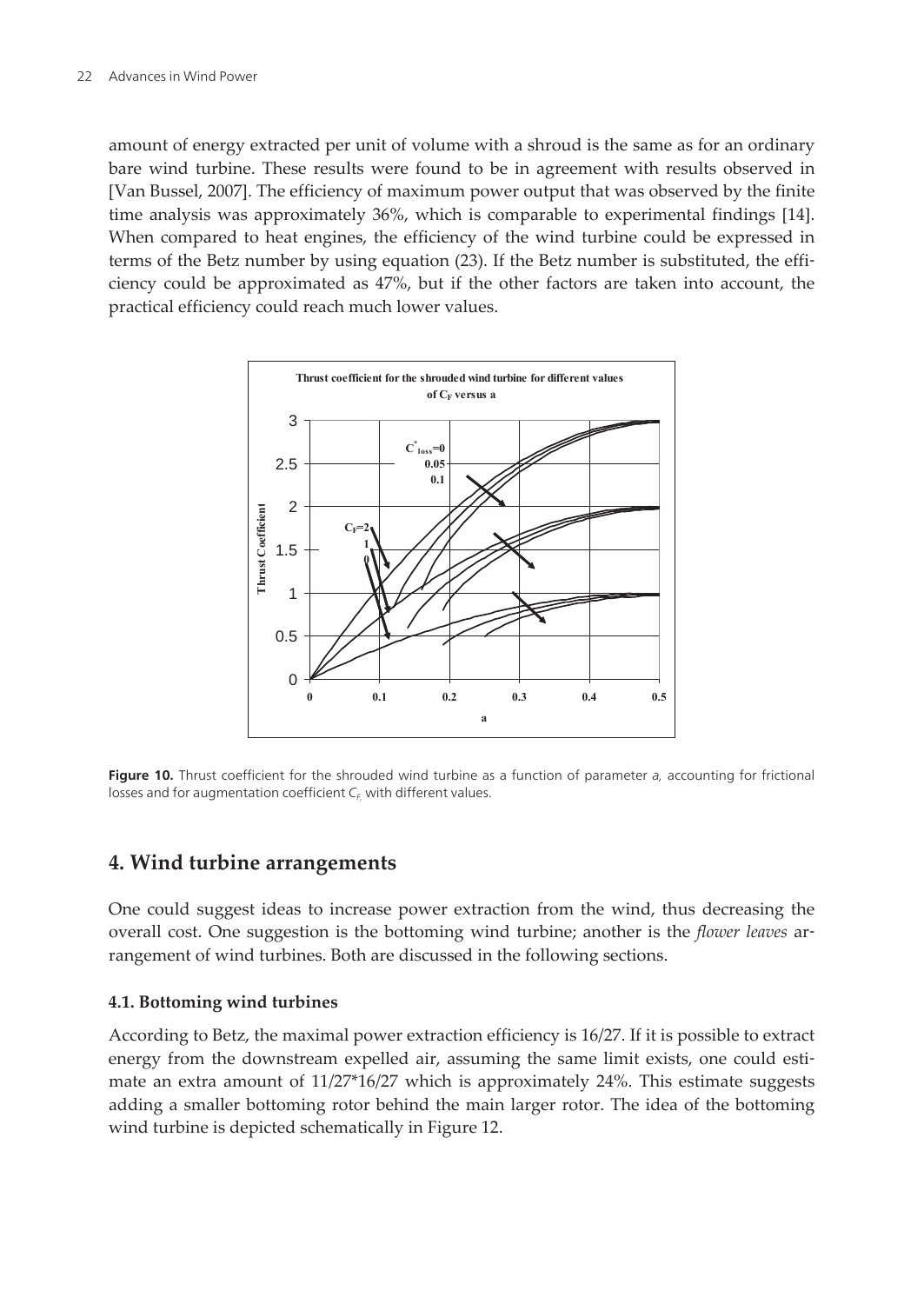amount of energy extracted per unit of volume with a shroud is the same as for an ordinary bare wind turbine. These results were found to be in agreement with results observed in [Van Bussel, 2007]. The efficiency of maximum power output that was observed by the finite time analysis was approximately 36%, which is comparable to experimental findings [14]. When compared to heat engines, the efficiency of the wind turbine could be expressed in terms of the Betz number by using equation (23). If the Betz number is substituted, the efficiency could be approximated as 47%, but if the other factors are taken into account, the practical efficiency could reach much lower values.

**Figure 10.** Thrust coefficient for the shrouded wind turbine as a function of parameter $a$, accounting for frictional losses and for augmentation coefficient $C_F$, with different values.

## 4. Wind turbine arrangements

One could suggest ideas to increase power extraction from the wind, thus decreasing the overall cost. One suggestion is the bottoming wind turbine; another is the *flower leaves* arrangement of wind turbines. Both are discussed in the following sections.

### 4.1. Bottoming wind turbines

According to Betz, the maximal power extraction efficiency is 16/27. If it is possible to extract energy from the downstream expelled air, assuming the same limit exists, one could estimate an extra amount of 11/27*16/27 which is approximately 24%. This estimate suggests adding a smaller bottoming rotor behind the main larger rotor. The idea of the bottoming wind turbine is depicted schematically in Figure 12.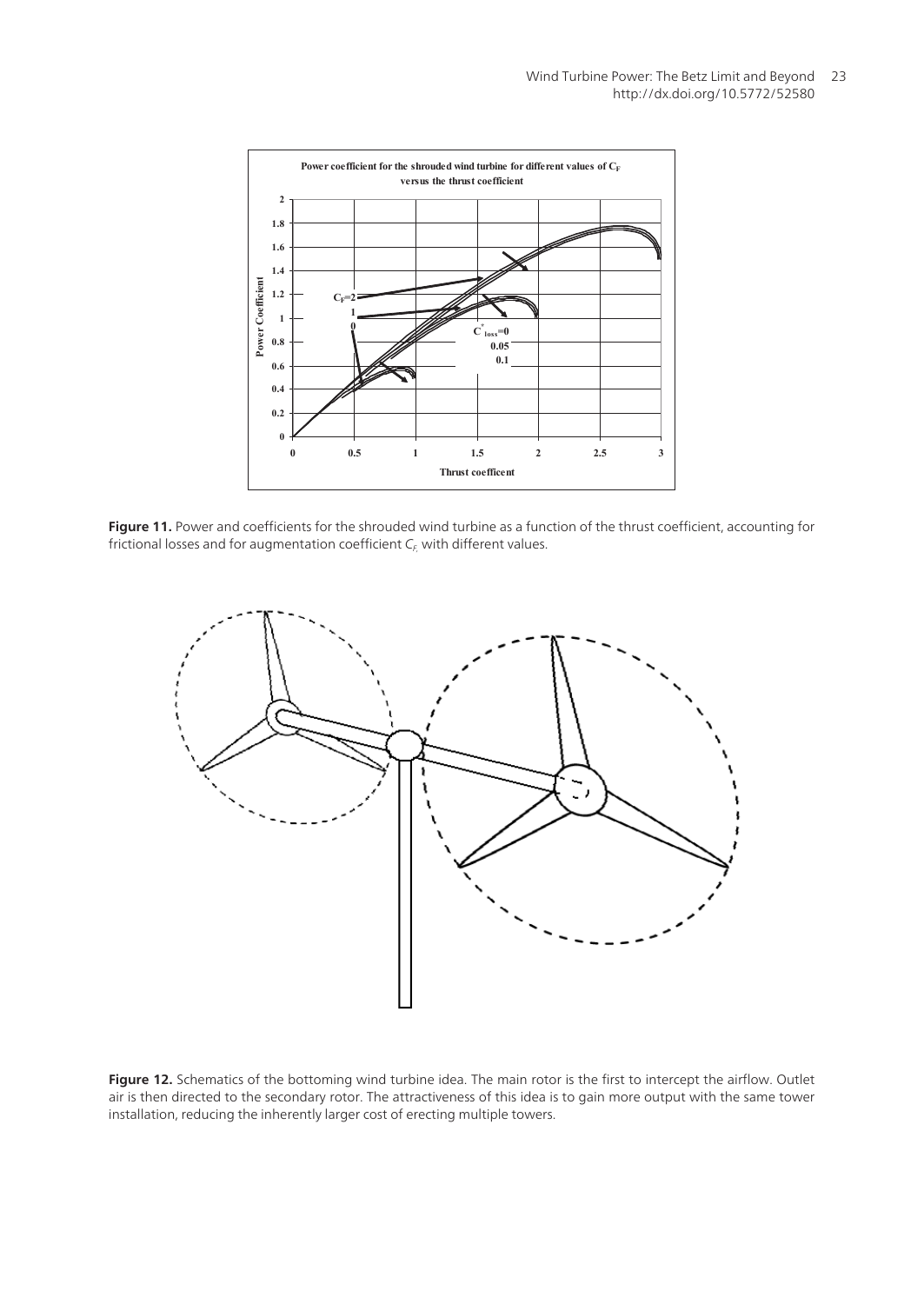**Figure 11.** Power and coefficients for the shrouded wind turbine as a function of the thrust coefficient, accounting for frictional losses and for augmentation coefficient $C_F$ with different values.

**Figure 12.** Schematics of the bottoming wind turbine idea. The main rotor is the first to intercept the airflow. Outlet air is then directed to the secondary rotor. The attractiveness of this idea is to gain more output with the same tower installation, reducing the inherently larger cost of erecting multiple towers.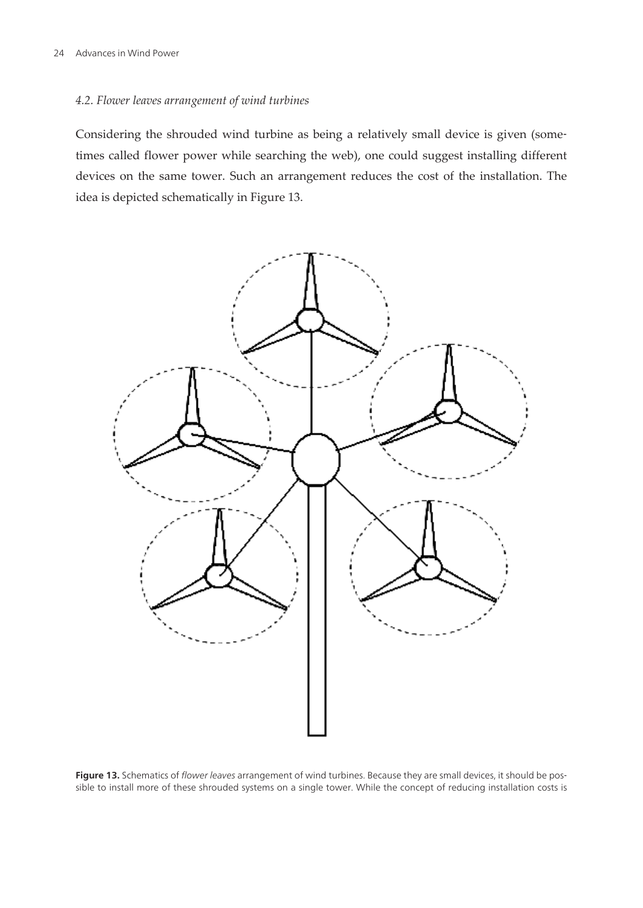### 4.2. Flower leaves arrangement of wind turbines

Considering the shrouded wind turbine as being a relatively small device is given (sometimes called flower power while searching the web), one could suggest installing different devices on the same tower. Such an arrangement reduces the cost of the installation. The idea is depicted schematically in Figure 13.

**Figure 13.** Schematics of *flower leaves* arrangement of wind turbines. Because they are small devices, it should be possible to install more of these shrouded systems on a single tower. While the concept of reducing installation costs is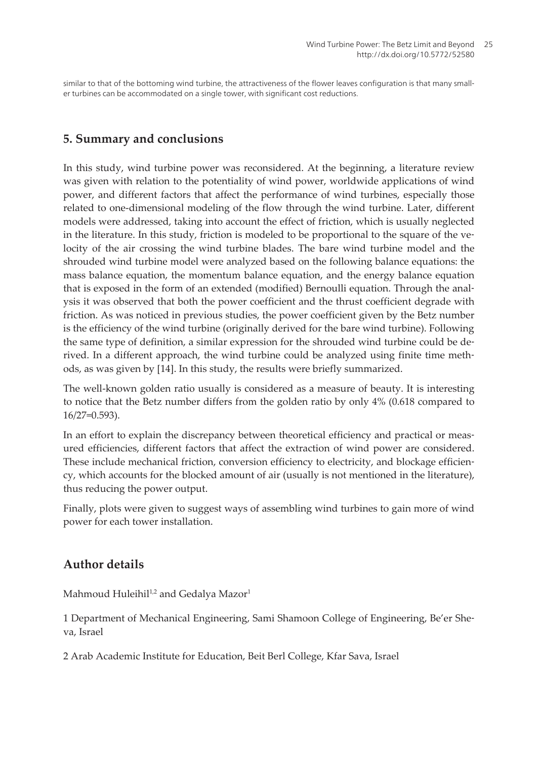similar to that of the bottoming wind turbine, the attractiveness of the flower leaves configuration is that many smaller turbines can be accommodated on a single tower, with significant cost reductions.

## 5. Summary and conclusions

In this study, wind turbine power was reconsidered. At the beginning, a literature review was given with relation to the potentiality of wind power, worldwide applications of wind power, and different factors that affect the performance of wind turbines, especially those related to one-dimensional modeling of the flow through the wind turbine. Later, different models were addressed, taking into account the effect of friction, which is usually neglected in the literature. In this study, friction is modeled to be proportional to the square of the velocity of the air crossing the wind turbine blades. The bare wind turbine model and the shrouded wind turbine model were analyzed based on the following balance equations: the mass balance equation, the momentum balance equation, and the energy balance equation that is exposed in the form of an extended (modified) Bernoulli equation. Through the analysis it was observed that both the power coefficient and the thrust coefficient degrade with friction. As was noticed in previous studies, the power coefficient given by the Betz number is the efficiency of the wind turbine (originally derived for the bare wind turbine). Following the same type of definition, a similar expression for the shrouded wind turbine could be derived. In a different approach, the wind turbine could be analyzed using finite time methods, as was given by [14]. In this study, the results were briefly summarized.

The well-known golden ratio usually is considered as a measure of beauty. It is interesting to notice that the Betz number differs from the golden ratio by only 4% (0.618 compared to $16/27=0.593$).

In an effort to explain the discrepancy between theoretical efficiency and practical or measured efficiencies, different factors that affect the extraction of wind power are considered. These include mechanical friction, conversion efficiency to electricity, and blockage efficiency, which accounts for the blocked amount of air (usually is not mentioned in the literature), thus reducing the power output.

Finally, plots were given to suggest ways of assembling wind turbines to gain more of wind power for each tower installation.

## Author details

Mahmoud Huleihil[1,2] and Gedalya Mazor[1]

1 Department of Mechanical Engineering, Sami Shamoon College of Engineering, Be'er Sheva, Israel

2 Arab Academic Institute for Education, Beit Berl College, Kfar Sava, Israel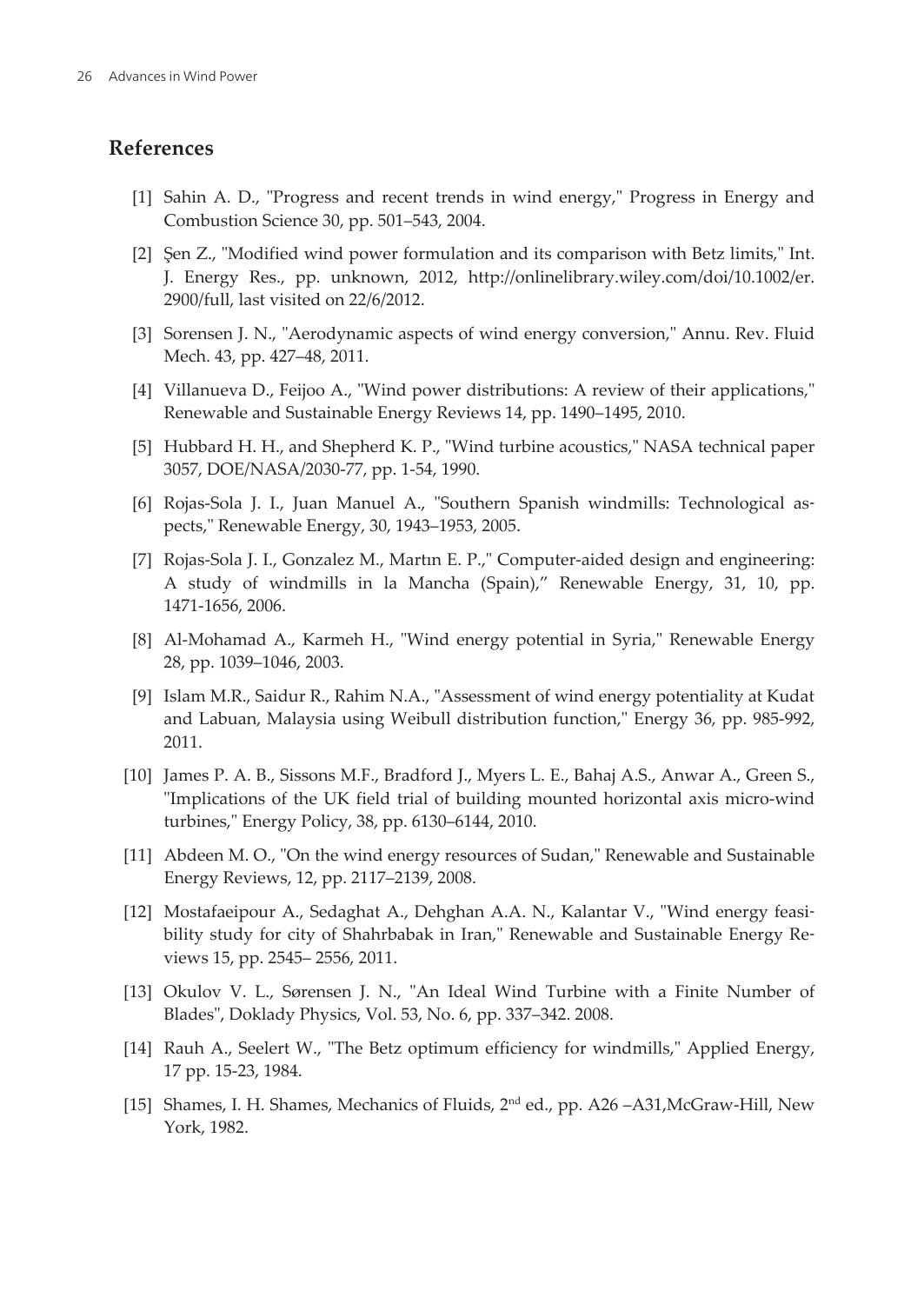## References

[1] Sahin A. D., "Progress and recent trends in wind energy," Progress in Energy and Combustion Science 30, pp. 501–543, 2004.

[2] Şen Z., "Modified wind power formulation and its comparison with Betz limits," Int. J. Energy Res., pp. unknown, 2012, http://onlinelibrary.wiley.com/doi/10.1002/er.2900/full, last visited on 22/6/2012.

[3] Sorensen J. N., "Aerodynamic aspects of wind energy conversion," Annu. Rev. Fluid Mech. 43, pp. 427–48, 2011.

[4] Villanueva D., Feijoo A., "Wind power distributions: A review of their applications," Renewable and Sustainable Energy Reviews 14, pp. 1490–1495, 2010.

[5] Hubbard H. H., and Shepherd K. P., "Wind turbine acoustics," NASA technical paper 3057, DOE/NASA/2030-77, pp. 1-54, 1990.

[6] Rojas-Sola J. I., Juan Manuel A., "Southern Spanish windmills: Technological aspects," Renewable Energy, 30, 1943–1953, 2005.

[7] Rojas-Sola J. I., Gonzalez M., Martın E. P.," Computer-aided design and engineering: A study of windmills in la Mancha (Spain)," Renewable Energy, 31, 10, pp. 1471-1656, 2006.

[8] Al-Mohamad A., Karmeh H., "Wind energy potential in Syria," Renewable Energy 28, pp. 1039–1046, 2003.

[9] Islam M.R., Saidur R., Rahim N.A., "Assessment of wind energy potentiality at Kudat and Labuan, Malaysia using Weibull distribution function," Energy 36, pp. 985-992, 2011.

[10] James P. A. B., Sissons M.F., Bradford J., Myers L. E., Bahaj A.S., Anwar A., Green S., "Implications of the UK field trial of building mounted horizontal axis micro-wind turbines," Energy Policy, 38, pp. 6130–6144, 2010.

[11] Abdeen M. O., "On the wind energy resources of Sudan," Renewable and Sustainable Energy Reviews, 12, pp. 2117–2139, 2008.

[12] Mostafaeipour A., Sedaghat A., Dehghan A.A. N., Kalantar V., "Wind energy feasibility study for city of Shahrbabak in Iran," Renewable and Sustainable Energy Reviews 15, pp. 2545– 2556, 2011.

[13] Okulov V. L., Sørensen J. N., "An Ideal Wind Turbine with a Finite Number of Blades", Doklady Physics, Vol. 53, No. 6, pp. 337–342. 2008.

[14] Rauh A., Seelert W., "The Betz optimum efficiency for windmills," Applied Energy, 17 pp. 15-23, 1984.

[15] Shames, I. H. Shames, Mechanics of Fluids, 2nd ed., pp. A26 –A31,McGraw-Hill, New York, 1982.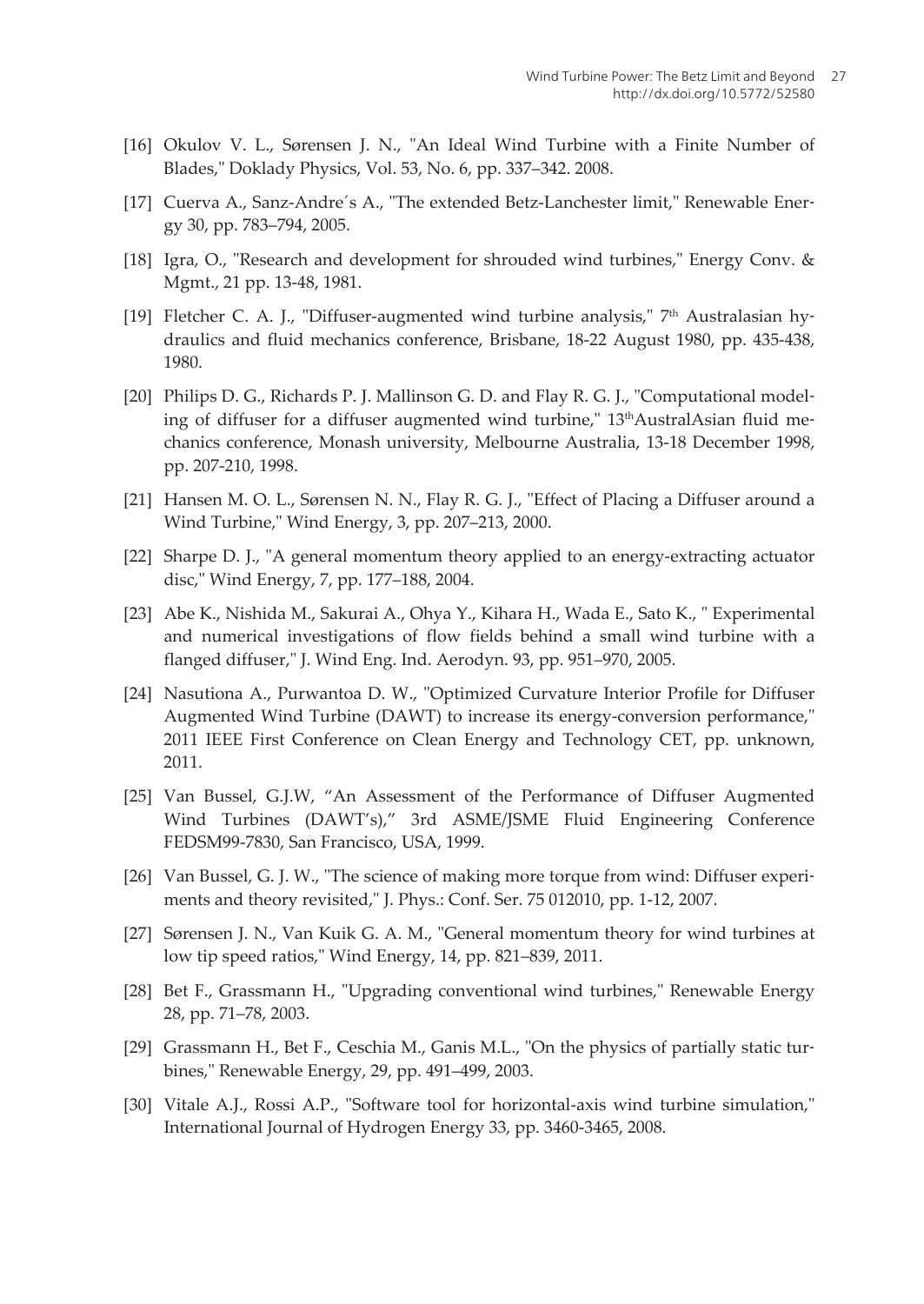[16] Okulov V. L., Sørensen J. N., "An Ideal Wind Turbine with a Finite Number of Blades," Doklady Physics, Vol. 53, No. 6, pp. 337–342. 2008.

[17] Cuerva A., Sanz-Andre´s A., "The extended Betz-Lanchester limit," Renewable Energy 30, pp. 783–794, 2005.

[18] Igra, O., "Research and development for shrouded wind turbines," Energy Conv. & Mgmt., 21 pp. 13-48, 1981.

[19] Fletcher C. A. J., "Diffuser-augmented wind turbine analysis," 7th Australasian hydraulics and fluid mechanics conference, Brisbane, 18-22 August 1980, pp. 435-438, 1980.

[20] Philips D. G., Richards P. J. Mallinson G. D. and Flay R. G. J., "Computational modeling of diffuser for a diffuser augmented wind turbine," 13thAustralAsian fluid mechanics conference, Monash university, Melbourne Australia, 13-18 December 1998, pp. 207-210, 1998.

[21] Hansen M. O. L., Sørensen N. N., Flay R. G. J., "Effect of Placing a Diffuser around a Wind Turbine," Wind Energy, 3, pp. 207–213, 2000.

[22] Sharpe D. J., "A general momentum theory applied to an energy-extracting actuator disc," Wind Energy, 7, pp. 177–188, 2004.

[23] Abe K., Nishida M., Sakurai A., Ohya Y., Kihara H., Wada E., Sato K., " Experimental and numerical investigations of flow fields behind a small wind turbine with a flanged diffuser," J. Wind Eng. Ind. Aerodyn. 93, pp. 951–970, 2005.

[24] Nasutiona A., Purwantoa D. W., "Optimized Curvature Interior Profile for Diffuser Augmented Wind Turbine (DAWT) to increase its energy-conversion performance," 2011 IEEE First Conference on Clean Energy and Technology CET, pp. unknown, 2011.

[25] Van Bussel, G.J.W, "An Assessment of the Performance of Diffuser Augmented Wind Turbines (DAWT's)," 3rd ASME/JSME Fluid Engineering Conference FEDSM99-7830, San Francisco, USA, 1999.

[26] Van Bussel, G. J. W., "The science of making more torque from wind: Diffuser experiments and theory revisited," J. Phys.: Conf. Ser. 75 012010, pp. 1-12, 2007.

[27] Sørensen J. N., Van Kuik G. A. M., "General momentum theory for wind turbines at low tip speed ratios," Wind Energy, 14, pp. 821–839, 2011.

[28] Bet F., Grassmann H., "Upgrading conventional wind turbines," Renewable Energy 28, pp. 71–78, 2003.

[29] Grassmann H., Bet F., Ceschia M., Ganis M.L., "On the physics of partially static turbines," Renewable Energy, 29, pp. 491–499, 2003.

[30] Vitale A.J., Rossi A.P., "Software tool for horizontal-axis wind turbine simulation," International Journal of Hydrogen Energy 33, pp. 3460-3465, 2008.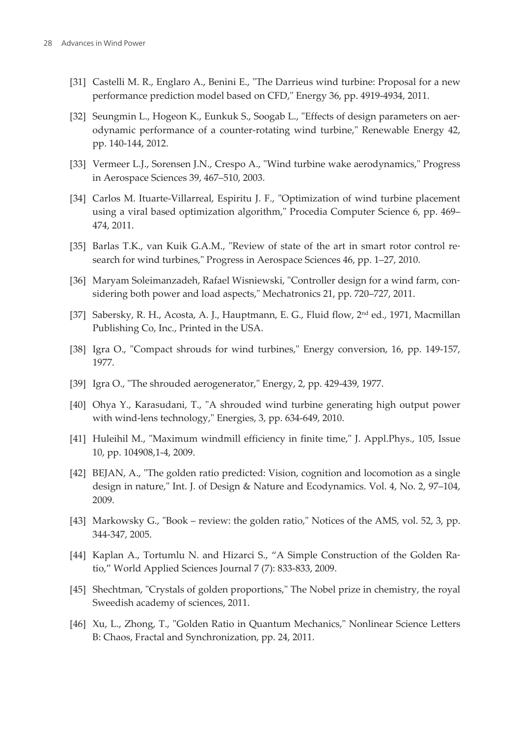[31] Castelli M. R., Englaro A., Benini E., "The Darrieus wind turbine: Proposal for a new performance prediction model based on CFD," Energy 36, pp. 4919-4934, 2011.

[32] Seungmin L., Hogeon K., Eunkuk S., Soogab L., "Effects of design parameters on aerodynamic performance of a counter-rotating wind turbine," Renewable Energy 42, pp. 140-144, 2012.

[33] Vermeer L.J., Sorensen J.N., Crespo A., "Wind turbine wake aerodynamics," Progress in Aerospace Sciences 39, 467–510, 2003.

[34] Carlos M. Ituarte-Villarreal, Espiritu J. F., "Optimization of wind turbine placement using a viral based optimization algorithm," Procedia Computer Science 6, pp. 469–474, 2011.

[35] Barlas T.K., van Kuik G.A.M., "Review of state of the art in smart rotor control research for wind turbines," Progress in Aerospace Sciences 46, pp. 1–27, 2010.

[36] Maryam Soleimanzadeh, Rafael Wisniewski, "Controller design for a wind farm, considering both power and load aspects," Mechatronics 21, pp. 720–727, 2011.

[37] Sabersky, R. H., Acosta, A. J., Hauptmann, E. G., Fluid flow, 2nd ed., 1971, Macmillan Publishing Co, Inc., Printed in the USA.

[38] Igra O., "Compact shrouds for wind turbines," Energy conversion, 16, pp. 149-157, 1977.

[39] Igra O., "The shrouded aerogenerator," Energy, 2, pp. 429-439, 1977.

[40] Ohya Y., Karasudani, T., "A shrouded wind turbine generating high output power with wind-lens technology," Energies, 3, pp. 634-649, 2010.

[41] Huleihil M., "Maximum windmill efficiency in finite time," J. Appl.Phys., 105, Issue 10, pp. 104908,1-4, 2009.

[42] BEJAN, A., "The golden ratio predicted: Vision, cognition and locomotion as a single design in nature," Int. J. of Design & Nature and Ecodynamics. Vol. 4, No. 2, 97–104, 2009.

[43] Markowsky G., "Book – review: the golden ratio," Notices of the AMS, vol. 52, 3, pp. 344-347, 2005.

[44] Kaplan A., Tortumlu N. and Hizarci S., "A Simple Construction of the Golden Ratio," World Applied Sciences Journal 7 (7): 833-833, 2009.

[45] Shechtman, "Crystals of golden proportions," The Nobel prize in chemistry, the royal Sweedish academy of sciences, 2011.

[46] Xu, L., Zhong, T., "Golden Ratio in Quantum Mechanics," Nonlinear Science Letters B: Chaos, Fractal and Synchronization, pp. 24, 2011.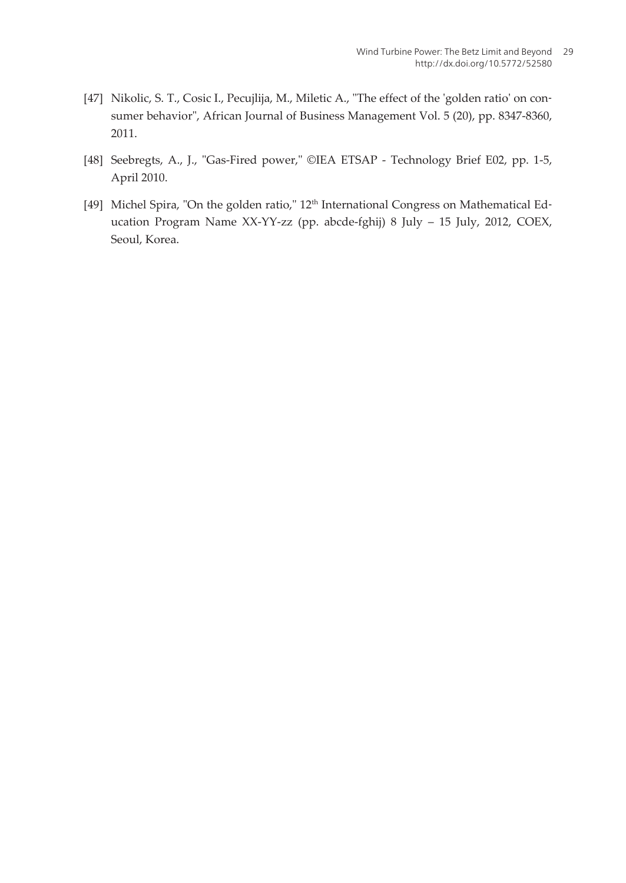[47] Nikolic, S. T., Cosic I., Pecujlija, M., Miletic A., "The effect of the 'golden ratio' on consumer behavior", African Journal of Business Management Vol. 5 (20), pp. 8347-8360, 2011.

[48] Seebregts, A., J., "Gas-Fired power," ©IEA ETSAP - Technology Brief E02, pp. 1-5, April 2010.

[49] Michel Spira, "On the golden ratio," 12th International Congress on Mathematical Education Program Name XX-YY-zz (pp. abcde-fghij) 8 July – 15 July, 2012, COEX, Seoul, Korea.